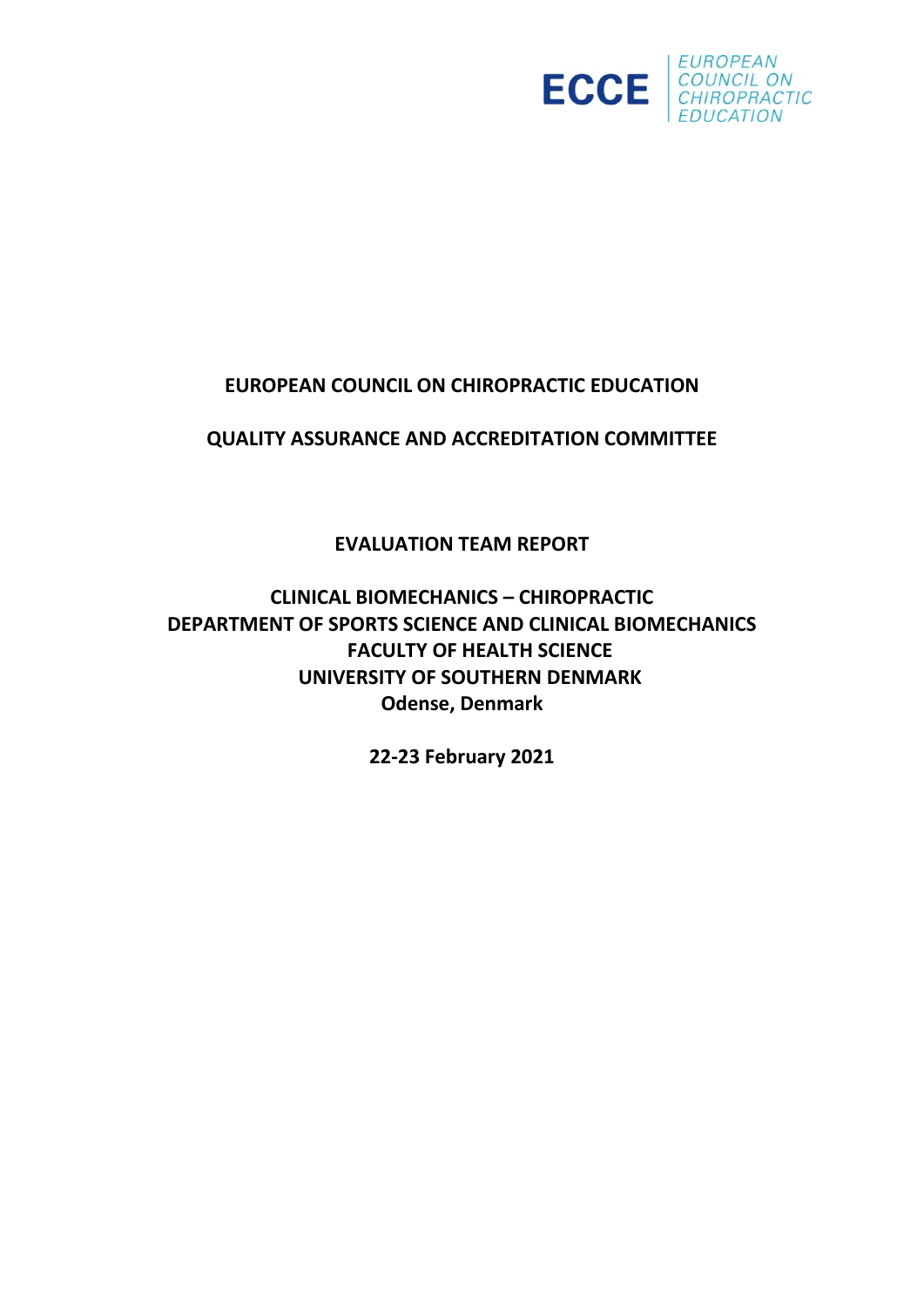ECCE | EUROPEAN COUNCIL ON CHIROPRACTIC EDUCATION

# EUROPEAN COUNCIL ON CHIROPRACTIC EDUCATION

## QUALITY ASSURANCE AND ACCREDITATION COMMITTEE

## EVALUATION TEAM REPORT

## CLINICAL BIOMECHANICS – CHIROPRACTIC
## DEPARTMENT OF SPORTS SCIENCE AND CLINICAL BIOMECHANICS
## FACULTY OF HEALTH SCIENCE
## UNIVERSITY OF SOUTHERN DENMARK
## Odense, Denmark

**22-23 February 2021**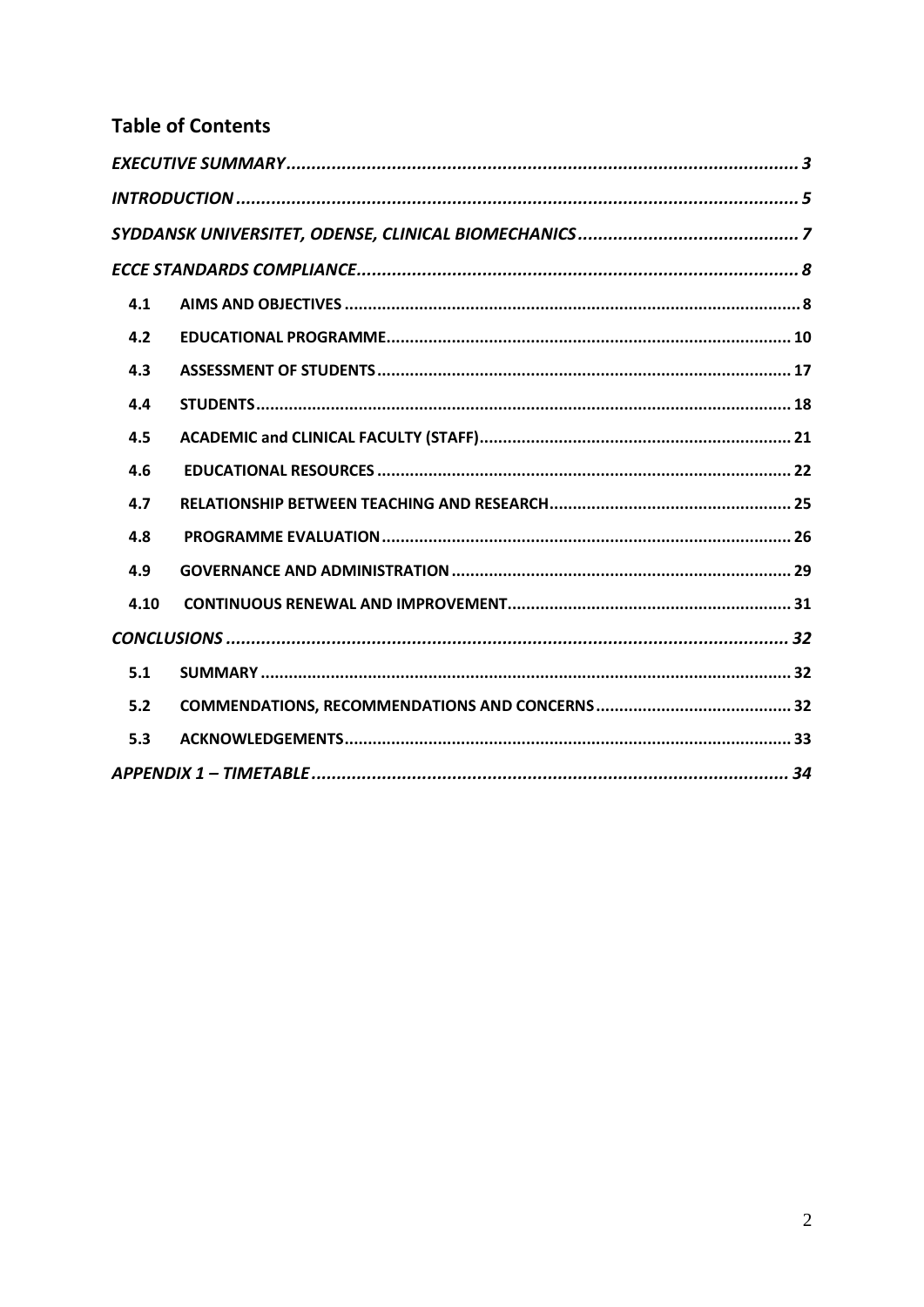## Table of Contents

| | | |
|---|---|---|
| *EXECUTIVE SUMMARY* | | 3 |
| *INTRODUCTION* | | 5 |
| *SYDDANSK UNIVERSITET, ODENSE, CLINICAL BIOMECHANICS* | | 7 |
| *ECCE STANDARDS COMPLIANCE* | | 8 |
| 4.1 | AIMS AND OBJECTIVES | 8 |
| 4.2 | EDUCATIONAL PROGRAMME | 10 |
| 4.3 | ASSESSMENT OF STUDENTS | 17 |
| 4.4 | STUDENTS | 18 |
| 4.5 | ACADEMIC and CLINICAL FACULTY (STAFF) | 21 |
| 4.6 | EDUCATIONAL RESOURCES | 22 |
| 4.7 | RELATIONSHIP BETWEEN TEACHING AND RESEARCH | 25 |
| 4.8 | PROGRAMME EVALUATION | 26 |
| 4.9 | GOVERNANCE AND ADMINISTRATION | 29 |
| 4.10 | CONTINUOUS RENEWAL AND IMPROVEMENT | 31 |
| *CONCLUSIONS* | | 32 |
| 5.1 | SUMMARY | 32 |
| 5.2 | COMMENDATIONS, RECOMMENDATIONS AND CONCERNS | 32 |
| 5.3 | ACKNOWLEDGEMENTS | 33 |
| *APPENDIX 1 – TIMETABLE* | | 34 |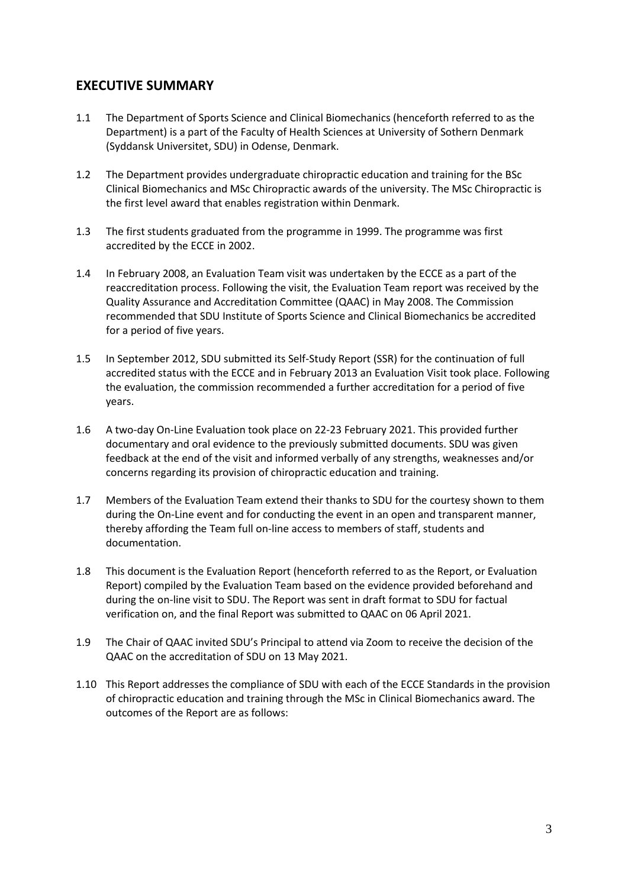## EXECUTIVE SUMMARY

1.1 The Department of Sports Science and Clinical Biomechanics (henceforth referred to as the Department) is a part of the Faculty of Health Sciences at University of Sothern Denmark (Syddansk Universitet, SDU) in Odense, Denmark.

1.2 The Department provides undergraduate chiropractic education and training for the BSc Clinical Biomechanics and MSc Chiropractic awards of the university. The MSc Chiropractic is the first level award that enables registration within Denmark.

1.3 The first students graduated from the programme in 1999. The programme was first accredited by the ECCE in 2002.

1.4 In February 2008, an Evaluation Team visit was undertaken by the ECCE as a part of the reaccreditation process. Following the visit, the Evaluation Team report was received by the Quality Assurance and Accreditation Committee (QAAC) in May 2008. The Commission recommended that SDU Institute of Sports Science and Clinical Biomechanics be accredited for a period of five years.

1.5 In September 2012, SDU submitted its Self-Study Report (SSR) for the continuation of full accredited status with the ECCE and in February 2013 an Evaluation Visit took place. Following the evaluation, the commission recommended a further accreditation for a period of five years.

1.6 A two-day On-Line Evaluation took place on 22-23 February 2021. This provided further documentary and oral evidence to the previously submitted documents. SDU was given feedback at the end of the visit and informed verbally of any strengths, weaknesses and/or concerns regarding its provision of chiropractic education and training.

1.7 Members of the Evaluation Team extend their thanks to SDU for the courtesy shown to them during the On-Line event and for conducting the event in an open and transparent manner, thereby affording the Team full on-line access to members of staff, students and documentation.

1.8 This document is the Evaluation Report (henceforth referred to as the Report, or Evaluation Report) compiled by the Evaluation Team based on the evidence provided beforehand and during the on-line visit to SDU. The Report was sent in draft format to SDU for factual verification on, and the final Report was submitted to QAAC on 06 April 2021.

1.9 The Chair of QAAC invited SDU's Principal to attend via Zoom to receive the decision of the QAAC on the accreditation of SDU on 13 May 2021.

1.10 This Report addresses the compliance of SDU with each of the ECCE Standards in the provision of chiropractic education and training through the MSc in Clinical Biomechanics award. The outcomes of the Report are as follows: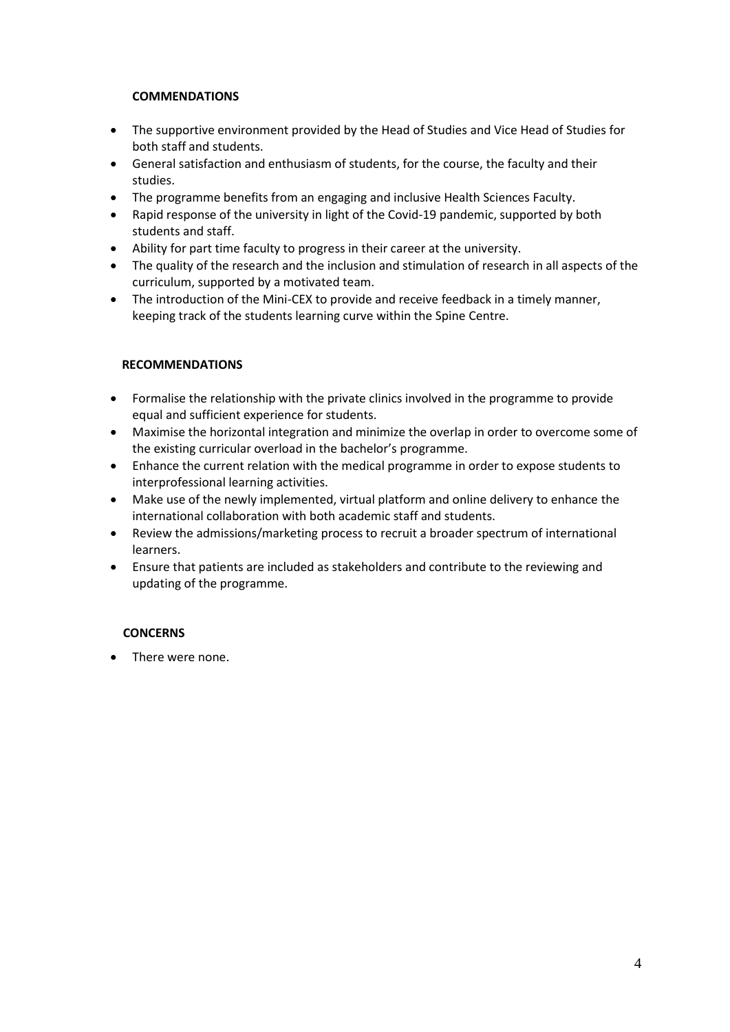## COMMENDATIONS

- The supportive environment provided by the Head of Studies and Vice Head of Studies for both staff and students.
- General satisfaction and enthusiasm of students, for the course, the faculty and their studies.
- The programme benefits from an engaging and inclusive Health Sciences Faculty.
- Rapid response of the university in light of the Covid-19 pandemic, supported by both students and staff.
- Ability for part time faculty to progress in their career at the university.
- The quality of the research and the inclusion and stimulation of research in all aspects of the curriculum, supported by a motivated team.
- The introduction of the Mini-CEX to provide and receive feedback in a timely manner, keeping track of the students learning curve within the Spine Centre.

## RECOMMENDATIONS

- Formalise the relationship with the private clinics involved in the programme to provide equal and sufficient experience for students.
- Maximise the horizontal integration and minimize the overlap in order to overcome some of the existing curricular overload in the bachelor's programme.
- Enhance the current relation with the medical programme in order to expose students to interprofessional learning activities.
- Make use of the newly implemented, virtual platform and online delivery to enhance the international collaboration with both academic staff and students.
- Review the admissions/marketing process to recruit a broader spectrum of international learners.
- Ensure that patients are included as stakeholders and contribute to the reviewing and updating of the programme.

## CONCERNS

- There were none.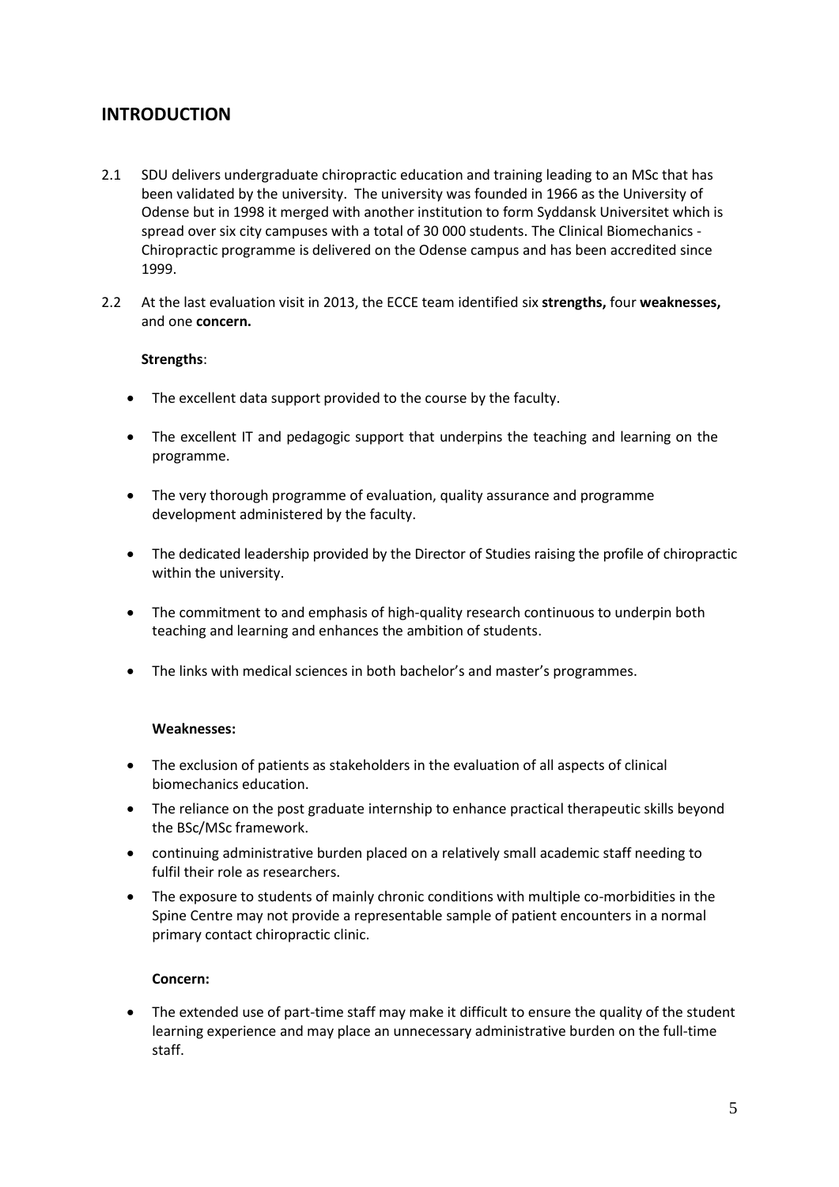## INTRODUCTION

2.1 SDU delivers undergraduate chiropractic education and training leading to an MSc that has been validated by the university. The university was founded in 1966 as the University of Odense but in 1998 it merged with another institution to form Syddansk Universitet which is spread over six city campuses with a total of 30 000 students. The Clinical Biomechanics - Chiropractic programme is delivered on the Odense campus and has been accredited since 1999.

2.2 At the last evaluation visit in 2013, the ECCE team identified six **strengths,** four **weaknesses,** and one **concern.**

**Strengths**:

- The excellent data support provided to the course by the faculty.
- The excellent IT and pedagogic support that underpins the teaching and learning on the programme.
- The very thorough programme of evaluation, quality assurance and programme development administered by the faculty.
- The dedicated leadership provided by the Director of Studies raising the profile of chiropractic within the university.
- The commitment to and emphasis of high-quality research continuous to underpin both teaching and learning and enhances the ambition of students.
- The links with medical sciences in both bachelor's and master's programmes.

**Weaknesses:**

- The exclusion of patients as stakeholders in the evaluation of all aspects of clinical biomechanics education.
- The reliance on the post graduate internship to enhance practical therapeutic skills beyond the BSc/MSc framework.
- continuing administrative burden placed on a relatively small academic staff needing to fulfil their role as researchers.
- The exposure to students of mainly chronic conditions with multiple co-morbidities in the Spine Centre may not provide a representable sample of patient encounters in a normal primary contact chiropractic clinic.

**Concern:**

- The extended use of part-time staff may make it difficult to ensure the quality of the student learning experience and may place an unnecessary administrative burden on the full-time staff.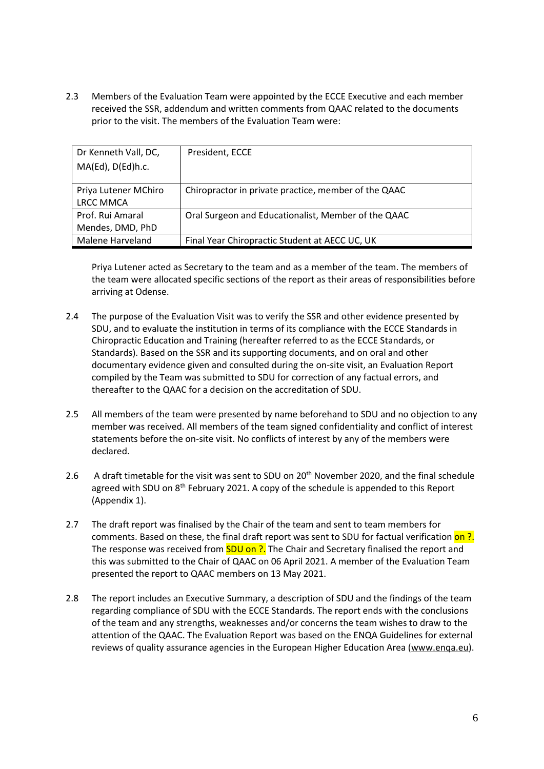2.3 Members of the Evaluation Team were appointed by the ECCE Executive and each member received the SSR, addendum and written comments from QAAC related to the documents prior to the visit. The members of the Evaluation Team were:

| Dr Kenneth Vall, DC, MA(Ed), D(Ed)h.c. | President, ECCE |
|---|---|
| Priya Lutener MChiro LRCC MMCA | Chiropractor in private practice, member of the QAAC |
| Prof. Rui Amaral Mendes, DMD, PhD | Oral Surgeon and Educationalist, Member of the QAAC |
| Malene Harveland | Final Year Chiropractic Student at AECC UC, UK |

Priya Lutener acted as Secretary to the team and as a member of the team. The members of the team were allocated specific sections of the report as their areas of responsibilities before arriving at Odense.

2.4 The purpose of the Evaluation Visit was to verify the SSR and other evidence presented by SDU, and to evaluate the institution in terms of its compliance with the ECCE Standards in Chiropractic Education and Training (hereafter referred to as the ECCE Standards, or Standards). Based on the SSR and its supporting documents, and on oral and other documentary evidence given and consulted during the on-site visit, an Evaluation Report compiled by the Team was submitted to SDU for correction of any factual errors, and thereafter to the QAAC for a decision on the accreditation of SDU.

2.5 All members of the team were presented by name beforehand to SDU and no objection to any member was received. All members of the team signed confidentiality and conflict of interest statements before the on-site visit. No conflicts of interest by any of the members were declared.

2.6 A draft timetable for the visit was sent to SDU on 20th November 2020, and the final schedule agreed with SDU on 8th February 2021. A copy of the schedule is appended to this Report (Appendix 1).

2.7 The draft report was finalised by the Chair of the team and sent to team members for comments. Based on these, the final draft report was sent to SDU for factual verification on ?. The response was received from SDU on ?. The Chair and Secretary finalised the report and this was submitted to the Chair of QAAC on 06 April 2021. A member of the Evaluation Team presented the report to QAAC members on 13 May 2021.

2.8 The report includes an Executive Summary, a description of SDU and the findings of the team regarding compliance of SDU with the ECCE Standards. The report ends with the conclusions of the team and any strengths, weaknesses and/or concerns the team wishes to draw to the attention of the QAAC. The Evaluation Report was based on the ENQA Guidelines for external reviews of quality assurance agencies in the European Higher Education Area (www.enqa.eu).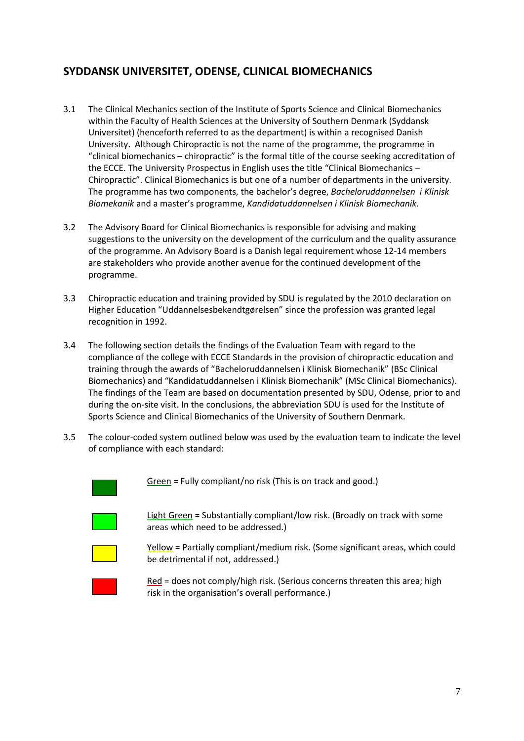## SYDDANSK UNIVERSITET, ODENSE, CLINICAL BIOMECHANICS

3.1 The Clinical Mechanics section of the Institute of Sports Science and Clinical Biomechanics within the Faculty of Health Sciences at the University of Southern Denmark (Syddansk Universitet) (henceforth referred to as the department) is within a recognised Danish University. Although Chiropractic is not the name of the programme, the programme in "clinical biomechanics – chiropractic" is the formal title of the course seeking accreditation of the ECCE. The University Prospectus in English uses the title "Clinical Biomechanics – Chiropractic". Clinical Biomechanics is but one of a number of departments in the university. The programme has two components, the bachelor's degree, *Bacheloruddannelsen i Klinisk Biomekanik* and a master's programme, *Kandidatuddannelsen i Klinisk Biomechanik.*

3.2 The Advisory Board for Clinical Biomechanics is responsible for advising and making suggestions to the university on the development of the curriculum and the quality assurance of the programme. An Advisory Board is a Danish legal requirement whose 12-14 members are stakeholders who provide another avenue for the continued development of the programme.

3.3 Chiropractic education and training provided by SDU is regulated by the 2010 declaration on Higher Education "Uddannelsesbekendtgørelsen" since the profession was granted legal recognition in 1992.

3.4 The following section details the findings of the Evaluation Team with regard to the compliance of the college with ECCE Standards in the provision of chiropractic education and training through the awards of "Bacheloruddannelsen i Klinisk Biomechanik" (BSc Clinical Biomechanics) and "Kandidatuddannelsen i Klinisk Biomechanik" (MSc Clinical Biomechanics). The findings of the Team are based on documentation presented by SDU, Odense, prior to and during the on-site visit. In the conclusions, the abbreviation SDU is used for the Institute of Sports Science and Clinical Biomechanics of the University of Southern Denmark.

3.5 The colour-coded system outlined below was used by the evaluation team to indicate the level of compliance with each standard:

- Green = Fully compliant/no risk (This is on track and good.)
- Light Green = Substantially compliant/low risk. (Broadly on track with some areas which need to be addressed.)
- Yellow = Partially compliant/medium risk. (Some significant areas, which could be detrimental if not, addressed.)
- Red = does not comply/high risk. (Serious concerns threaten this area; high risk in the organisation's overall performance.)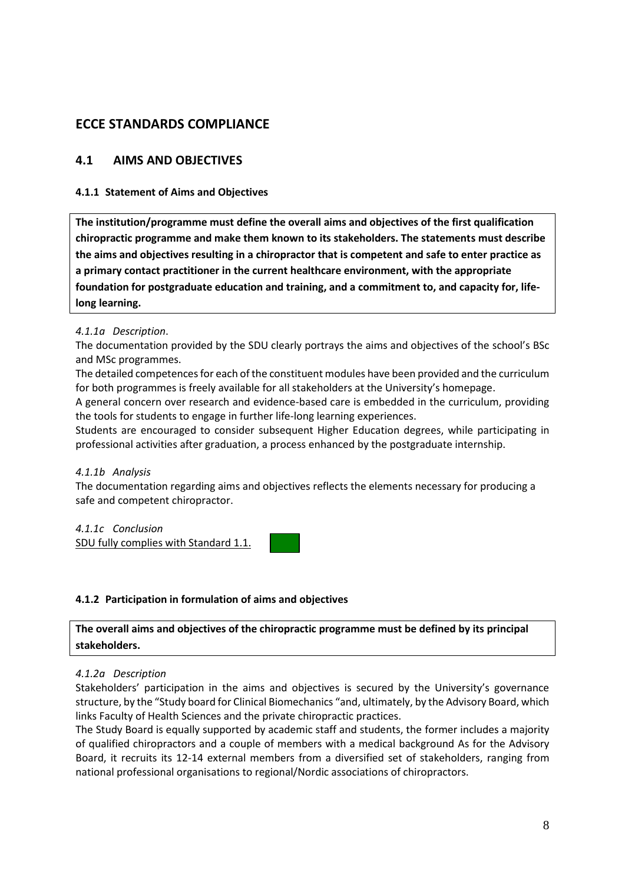# ECCE STANDARDS COMPLIANCE

## 4.1 AIMS AND OBJECTIVES

### 4.1.1 Statement of Aims and Objectives

**The institution/programme must define the overall aims and objectives of the first qualification chiropractic programme and make them known to its stakeholders. The statements must describe the aims and objectives resulting in a chiropractor that is competent and safe to enter practice as a primary contact practitioner in the current healthcare environment, with the appropriate foundation for postgraduate education and training, and a commitment to, and capacity for, life-long learning.**

*4.1.1a Description*.

The documentation provided by the SDU clearly portrays the aims and objectives of the school's BSc and MSc programmes.

The detailed competences for each of the constituent modules have been provided and the curriculum for both programmes is freely available for all stakeholders at the University's homepage.

A general concern over research and evidence-based care is embedded in the curriculum, providing the tools for students to engage in further life-long learning experiences.

Students are encouraged to consider subsequent Higher Education degrees, while participating in professional activities after graduation, a process enhanced by the postgraduate internship.

*4.1.1b Analysis*

The documentation regarding aims and objectives reflects the elements necessary for producing a safe and competent chiropractor.

*4.1.1c Conclusion*

<u>SDU fully complies with Standard 1.1.</u>

### 4.1.2 Participation in formulation of aims and objectives

**The overall aims and objectives of the chiropractic programme must be defined by its principal stakeholders.**

*4.1.2a Description*

Stakeholders' participation in the aims and objectives is secured by the University's governance structure, by the "Study board for Clinical Biomechanics "and, ultimately, by the Advisory Board, which links Faculty of Health Sciences and the private chiropractic practices.

The Study Board is equally supported by academic staff and students, the former includes a majority of qualified chiropractors and a couple of members with a medical background As for the Advisory Board, it recruits its 12-14 external members from a diversified set of stakeholders, ranging from national professional organisations to regional/Nordic associations of chiropractors.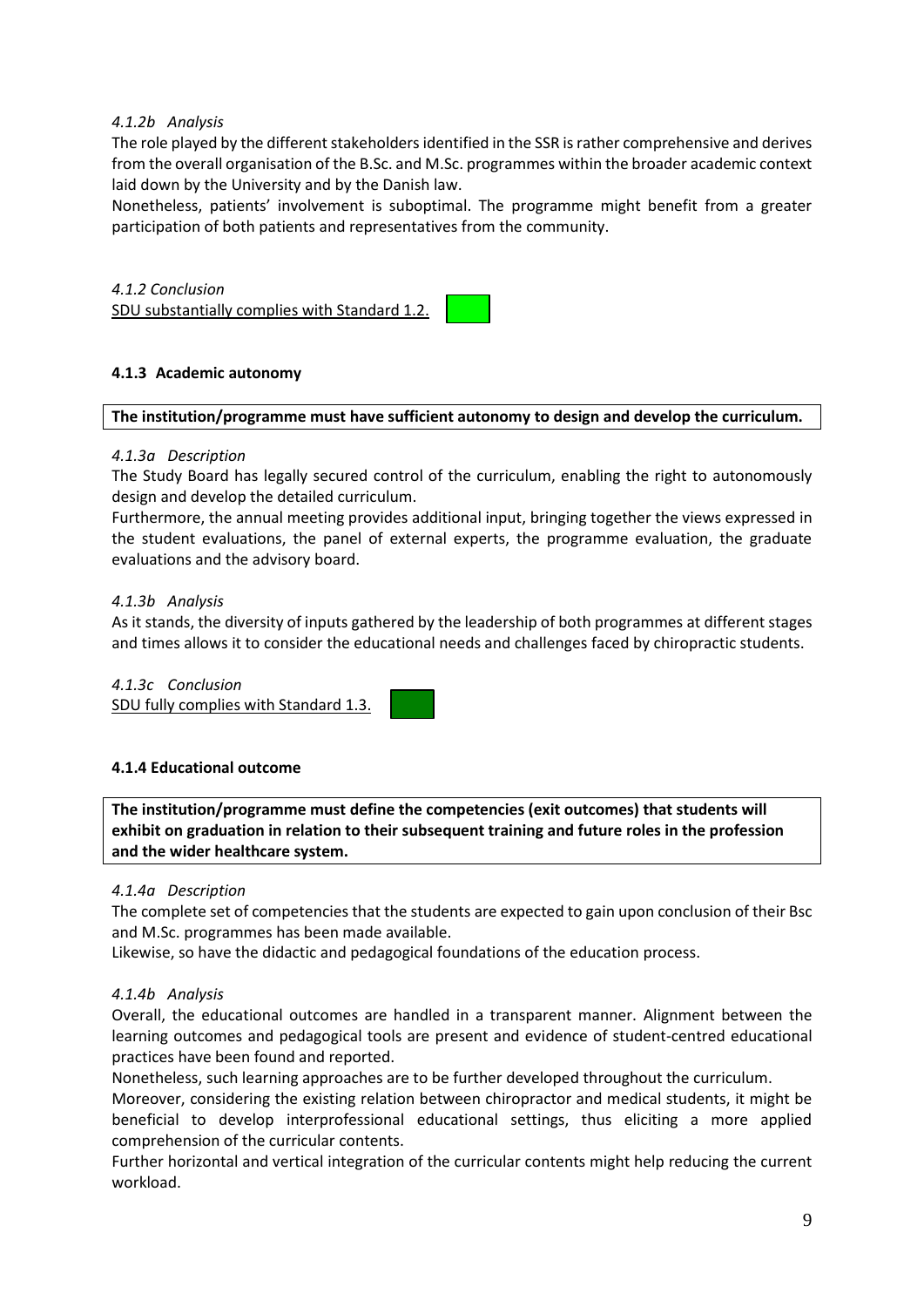*4.1.2b Analysis*

The role played by the different stakeholders identified in the SSR is rather comprehensive and derives from the overall organisation of the B.Sc. and M.Sc. programmes within the broader academic context laid down by the University and by the Danish law.

Nonetheless, patients' involvement is suboptimal. The programme might benefit from a greater participation of both patients and representatives from the community.

*4.1.2 Conclusion*

SDU substantially complies with Standard 1.2.

#### 4.1.3 Academic autonomy

**The institution/programme must have sufficient autonomy to design and develop the curriculum.**

*4.1.3a Description*

The Study Board has legally secured control of the curriculum, enabling the right to autonomously design and develop the detailed curriculum.

Furthermore, the annual meeting provides additional input, bringing together the views expressed in the student evaluations, the panel of external experts, the programme evaluation, the graduate evaluations and the advisory board.

*4.1.3b Analysis*

As it stands, the diversity of inputs gathered by the leadership of both programmes at different stages and times allows it to consider the educational needs and challenges faced by chiropractic students.

*4.1.3c Conclusion*

SDU fully complies with Standard 1.3.

#### 4.1.4 Educational outcome

**The institution/programme must define the competencies (exit outcomes) that students will exhibit on graduation in relation to their subsequent training and future roles in the profession and the wider healthcare system.**

*4.1.4a Description*

The complete set of competencies that the students are expected to gain upon conclusion of their Bsc and M.Sc. programmes has been made available.

Likewise, so have the didactic and pedagogical foundations of the education process.

*4.1.4b Analysis*

Overall, the educational outcomes are handled in a transparent manner. Alignment between the learning outcomes and pedagogical tools are present and evidence of student-centred educational practices have been found and reported.

Nonetheless, such learning approaches are to be further developed throughout the curriculum.

Moreover, considering the existing relation between chiropractor and medical students, it might be beneficial to develop interprofessional educational settings, thus eliciting a more applied comprehension of the curricular contents.

Further horizontal and vertical integration of the curricular contents might help reducing the current workload.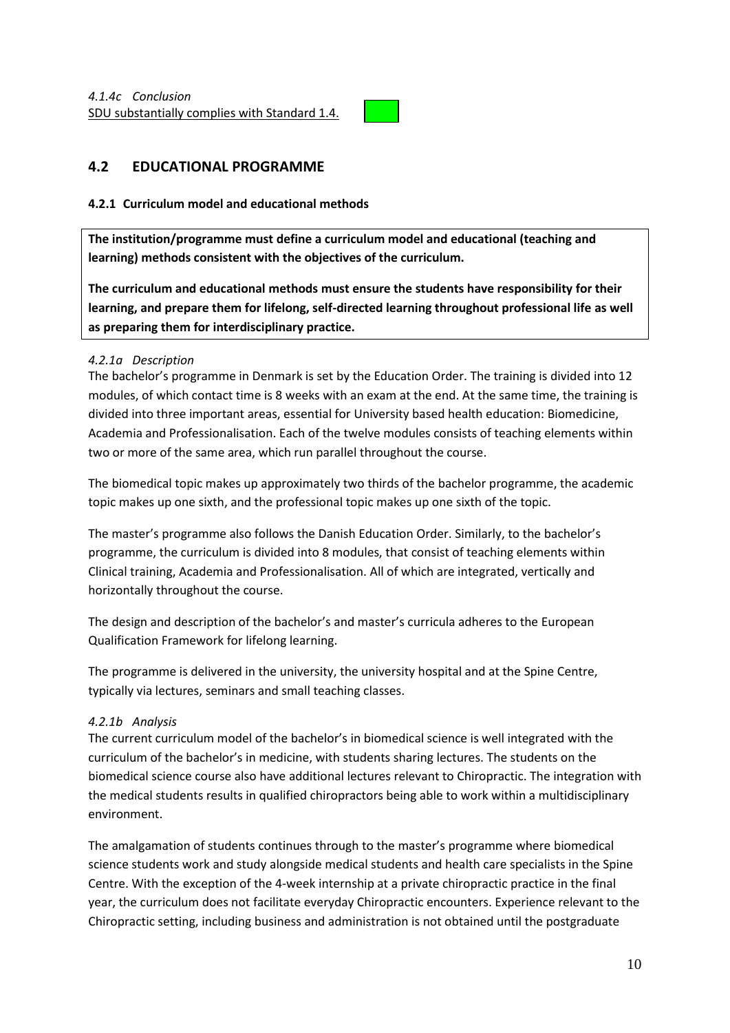*4.1.4c Conclusion*
SDU substantially complies with Standard 1.4.

## 4.2 EDUCATIONAL PROGRAMME

### 4.2.1 Curriculum model and educational methods

**The institution/programme must define a curriculum model and educational (teaching and learning) methods consistent with the objectives of the curriculum.**

**The curriculum and educational methods must ensure the students have responsibility for their learning, and prepare them for lifelong, self-directed learning throughout professional life as well as preparing them for interdisciplinary practice.**

*4.2.1a Description*
The bachelor's programme in Denmark is set by the Education Order. The training is divided into 12 modules, of which contact time is 8 weeks with an exam at the end. At the same time, the training is divided into three important areas, essential for University based health education: Biomedicine, Academia and Professionalisation. Each of the twelve modules consists of teaching elements within two or more of the same area, which run parallel throughout the course.

The biomedical topic makes up approximately two thirds of the bachelor programme, the academic topic makes up one sixth, and the professional topic makes up one sixth of the topic.

The master's programme also follows the Danish Education Order. Similarly, to the bachelor's programme, the curriculum is divided into 8 modules, that consist of teaching elements within Clinical training, Academia and Professionalisation. All of which are integrated, vertically and horizontally throughout the course.

The design and description of the bachelor's and master's curricula adheres to the European Qualification Framework for lifelong learning.

The programme is delivered in the university, the university hospital and at the Spine Centre, typically via lectures, seminars and small teaching classes.

*4.2.1b Analysis*
The current curriculum model of the bachelor's in biomedical science is well integrated with the curriculum of the bachelor's in medicine, with students sharing lectures. The students on the biomedical science course also have additional lectures relevant to Chiropractic. The integration with the medical students results in qualified chiropractors being able to work within a multidisciplinary environment.

The amalgamation of students continues through to the master's programme where biomedical science students work and study alongside medical students and health care specialists in the Spine Centre. With the exception of the 4-week internship at a private chiropractic practice in the final year, the curriculum does not facilitate everyday Chiropractic encounters. Experience relevant to the Chiropractic setting, including business and administration is not obtained until the postgraduate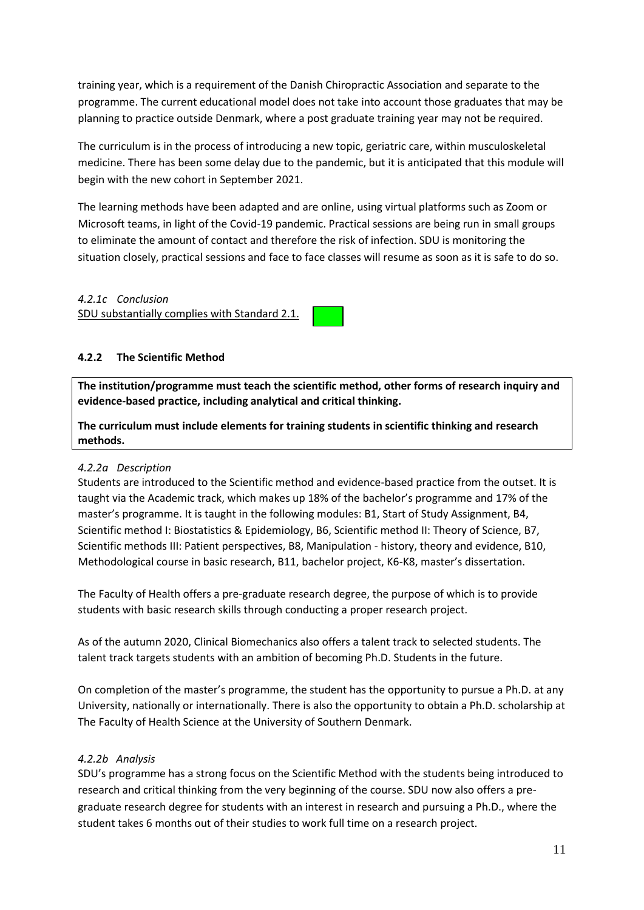training year, which is a requirement of the Danish Chiropractic Association and separate to the programme. The current educational model does not take into account those graduates that may be planning to practice outside Denmark, where a post graduate training year may not be required.

The curriculum is in the process of introducing a new topic, geriatric care, within musculoskeletal medicine. There has been some delay due to the pandemic, but it is anticipated that this module will begin with the new cohort in September 2021.

The learning methods have been adapted and are online, using virtual platforms such as Zoom or Microsoft teams, in light of the Covid-19 pandemic. Practical sessions are being run in small groups to eliminate the amount of contact and therefore the risk of infection. SDU is monitoring the situation closely, practical sessions and face to face classes will resume as soon as it is safe to do so.

*4.2.1c Conclusion*

SDU substantially complies with Standard 2.1.

### 4.2.2 The Scientific Method

**The institution/programme must teach the scientific method, other forms of research inquiry and evidence-based practice, including analytical and critical thinking.**

**The curriculum must include elements for training students in scientific thinking and research methods.**

*4.2.2a Description*

Students are introduced to the Scientific method and evidence-based practice from the outset. It is taught via the Academic track, which makes up 18% of the bachelor's programme and 17% of the master's programme. It is taught in the following modules: B1, Start of Study Assignment, B4, Scientific method I: Biostatistics & Epidemiology, B6, Scientific method II: Theory of Science, B7, Scientific methods III: Patient perspectives, B8, Manipulation - history, theory and evidence, B10, Methodological course in basic research, B11, bachelor project, K6-K8, master's dissertation.

The Faculty of Health offers a pre-graduate research degree, the purpose of which is to provide students with basic research skills through conducting a proper research project.

As of the autumn 2020, Clinical Biomechanics also offers a talent track to selected students. The talent track targets students with an ambition of becoming Ph.D. Students in the future.

On completion of the master's programme, the student has the opportunity to pursue a Ph.D. at any University, nationally or internationally. There is also the opportunity to obtain a Ph.D. scholarship at The Faculty of Health Science at the University of Southern Denmark.

*4.2.2b Analysis*

SDU's programme has a strong focus on the Scientific Method with the students being introduced to research and critical thinking from the very beginning of the course. SDU now also offers a pre-graduate research degree for students with an interest in research and pursuing a Ph.D., where the student takes 6 months out of their studies to work full time on a research project.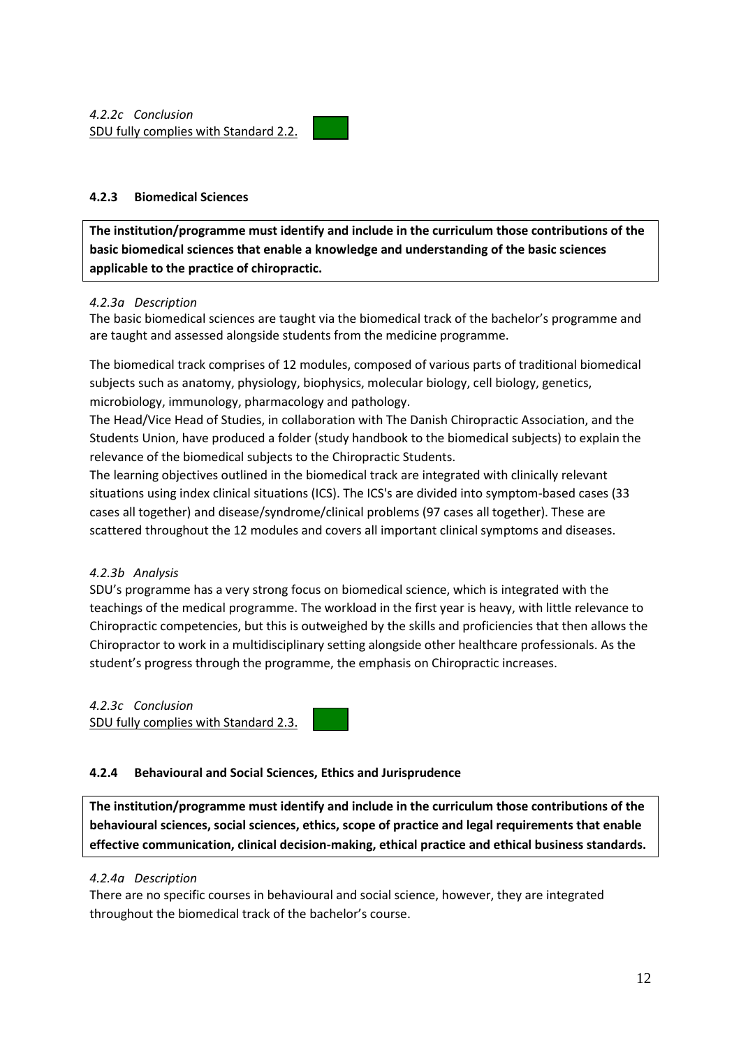*4.2.2c Conclusion*
<u>SDU fully complies with Standard 2.2.</u>

### 4.2.3 Biomedical Sciences

**The institution/programme must identify and include in the curriculum those contributions of the basic biomedical sciences that enable a knowledge and understanding of the basic sciences applicable to the practice of chiropractic.**

*4.2.3a Description*

The basic biomedical sciences are taught via the biomedical track of the bachelor's programme and are taught and assessed alongside students from the medicine programme.

The biomedical track comprises of 12 modules, composed of various parts of traditional biomedical subjects such as anatomy, physiology, biophysics, molecular biology, cell biology, genetics, microbiology, immunology, pharmacology and pathology.

The Head/Vice Head of Studies, in collaboration with The Danish Chiropractic Association, and the Students Union, have produced a folder (study handbook to the biomedical subjects) to explain the relevance of the biomedical subjects to the Chiropractic Students.

The learning objectives outlined in the biomedical track are integrated with clinically relevant situations using index clinical situations (ICS). The ICS's are divided into symptom-based cases (33 cases all together) and disease/syndrome/clinical problems (97 cases all together). These are scattered throughout the 12 modules and covers all important clinical symptoms and diseases.

*4.2.3b Analysis*

SDU's programme has a very strong focus on biomedical science, which is integrated with the teachings of the medical programme. The workload in the first year is heavy, with little relevance to Chiropractic competencies, but this is outweighed by the skills and proficiencies that then allows the Chiropractor to work in a multidisciplinary setting alongside other healthcare professionals. As the student's progress through the programme, the emphasis on Chiropractic increases.

*4.2.3c Conclusion*
<u>SDU fully complies with Standard 2.3.</u>

### 4.2.4 Behavioural and Social Sciences, Ethics and Jurisprudence

**The institution/programme must identify and include in the curriculum those contributions of the behavioural sciences, social sciences, ethics, scope of practice and legal requirements that enable effective communication, clinical decision-making, ethical practice and ethical business standards.**

*4.2.4a Description*

There are no specific courses in behavioural and social science, however, they are integrated throughout the biomedical track of the bachelor's course.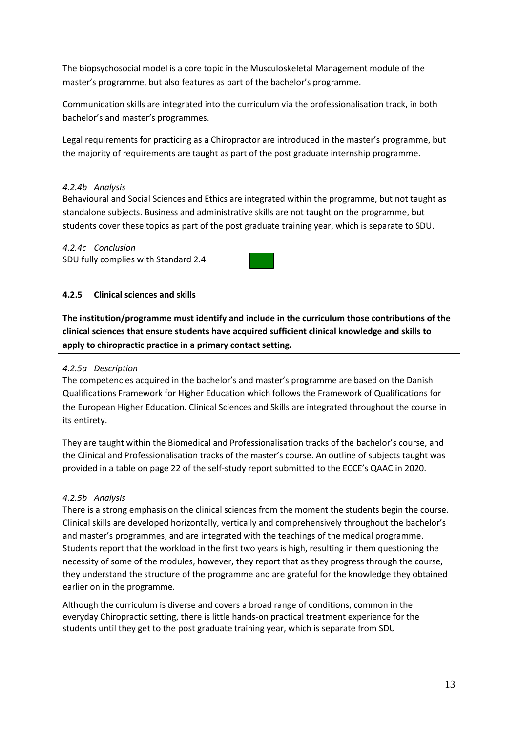The biopsychosocial model is a core topic in the Musculoskeletal Management module of the master's programme, but also features as part of the bachelor's programme.

Communication skills are integrated into the curriculum via the professionalisation track, in both bachelor's and master's programmes.

Legal requirements for practicing as a Chiropractor are introduced in the master's programme, but the majority of requirements are taught as part of the post graduate internship programme.

*4.2.4b Analysis*

Behavioural and Social Sciences and Ethics are integrated within the programme, but not taught as standalone subjects. Business and administrative skills are not taught on the programme, but students cover these topics as part of the post graduate training year, which is separate to SDU.

*4.2.4c Conclusion*

SDU fully complies with Standard 2.4.

### 4.2.5 Clinical sciences and skills

**The institution/programme must identify and include in the curriculum those contributions of the clinical sciences that ensure students have acquired sufficient clinical knowledge and skills to apply to chiropractic practice in a primary contact setting.**

*4.2.5a Description*

The competencies acquired in the bachelor's and master's programme are based on the Danish Qualifications Framework for Higher Education which follows the Framework of Qualifications for the European Higher Education. Clinical Sciences and Skills are integrated throughout the course in its entirety.

They are taught within the Biomedical and Professionalisation tracks of the bachelor's course, and the Clinical and Professionalisation tracks of the master's course. An outline of subjects taught was provided in a table on page 22 of the self-study report submitted to the ECCE's QAAC in 2020.

*4.2.5b Analysis*

There is a strong emphasis on the clinical sciences from the moment the students begin the course. Clinical skills are developed horizontally, vertically and comprehensively throughout the bachelor's and master's programmes, and are integrated with the teachings of the medical programme. Students report that the workload in the first two years is high, resulting in them questioning the necessity of some of the modules, however, they report that as they progress through the course, they understand the structure of the programme and are grateful for the knowledge they obtained earlier on in the programme.

Although the curriculum is diverse and covers a broad range of conditions, common in the everyday Chiropractic setting, there is little hands-on practical treatment experience for the students until they get to the post graduate training year, which is separate from SDU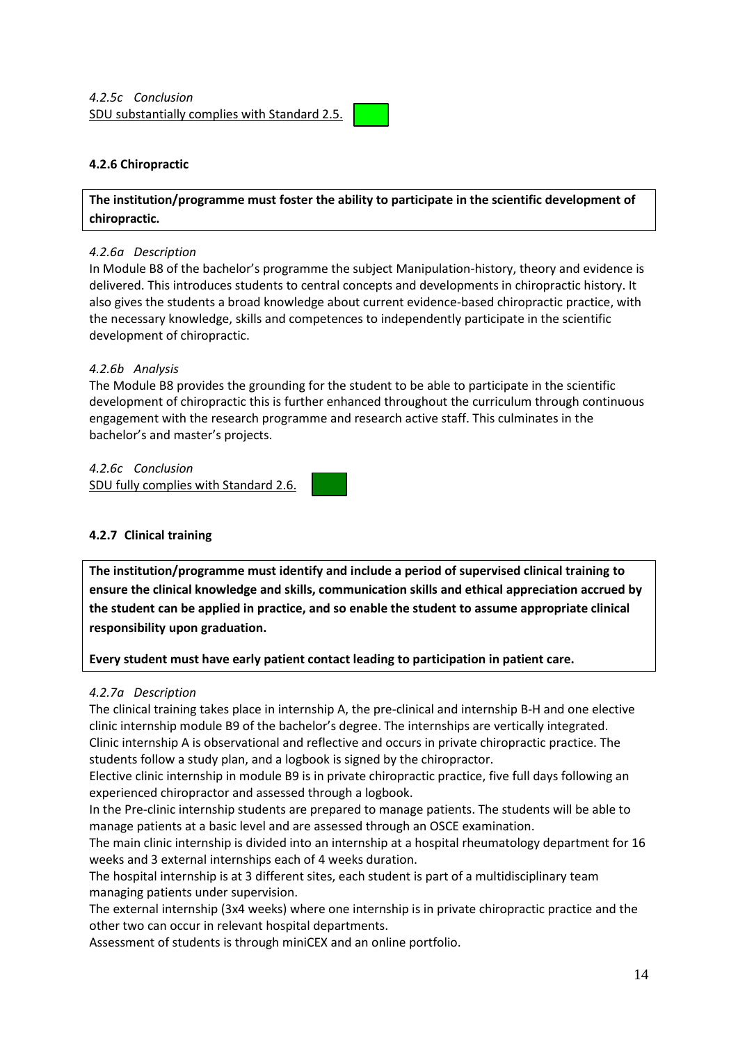*4.2.5c Conclusion*

SDU substantially complies with Standard 2.5.

### 4.2.6 Chiropractic

**The institution/programme must foster the ability to participate in the scientific development of chiropractic.**

*4.2.6a Description*

In Module B8 of the bachelor's programme the subject Manipulation-history, theory and evidence is delivered. This introduces students to central concepts and developments in chiropractic history. It also gives the students a broad knowledge about current evidence-based chiropractic practice, with the necessary knowledge, skills and competences to independently participate in the scientific development of chiropractic.

*4.2.6b Analysis*

The Module B8 provides the grounding for the student to be able to participate in the scientific development of chiropractic this is further enhanced throughout the curriculum through continuous engagement with the research programme and research active staff. This culminates in the bachelor's and master's projects.

*4.2.6c Conclusion*

SDU fully complies with Standard 2.6.

### 4.2.7 Clinical training

**The institution/programme must identify and include a period of supervised clinical training to ensure the clinical knowledge and skills, communication skills and ethical appreciation accrued by the student can be applied in practice, and so enable the student to assume appropriate clinical responsibility upon graduation.**

**Every student must have early patient contact leading to participation in patient care.**

*4.2.7a Description*

The clinical training takes place in internship A, the pre-clinical and internship B-H and one elective clinic internship module B9 of the bachelor's degree. The internships are vertically integrated.
Clinic internship A is observational and reflective and occurs in private chiropractic practice. The students follow a study plan, and a logbook is signed by the chiropractor.
Elective clinic internship in module B9 is in private chiropractic practice, five full days following an experienced chiropractor and assessed through a logbook.
In the Pre-clinic internship students are prepared to manage patients. The students will be able to manage patients at a basic level and are assessed through an OSCE examination.
The main clinic internship is divided into an internship at a hospital rheumatology department for 16 weeks and 3 external internships each of 4 weeks duration.
The hospital internship is at 3 different sites, each student is part of a multidisciplinary team managing patients under supervision.
The external internship (3x4 weeks) where one internship is in private chiropractic practice and the other two can occur in relevant hospital departments.
Assessment of students is through miniCEX and an online portfolio.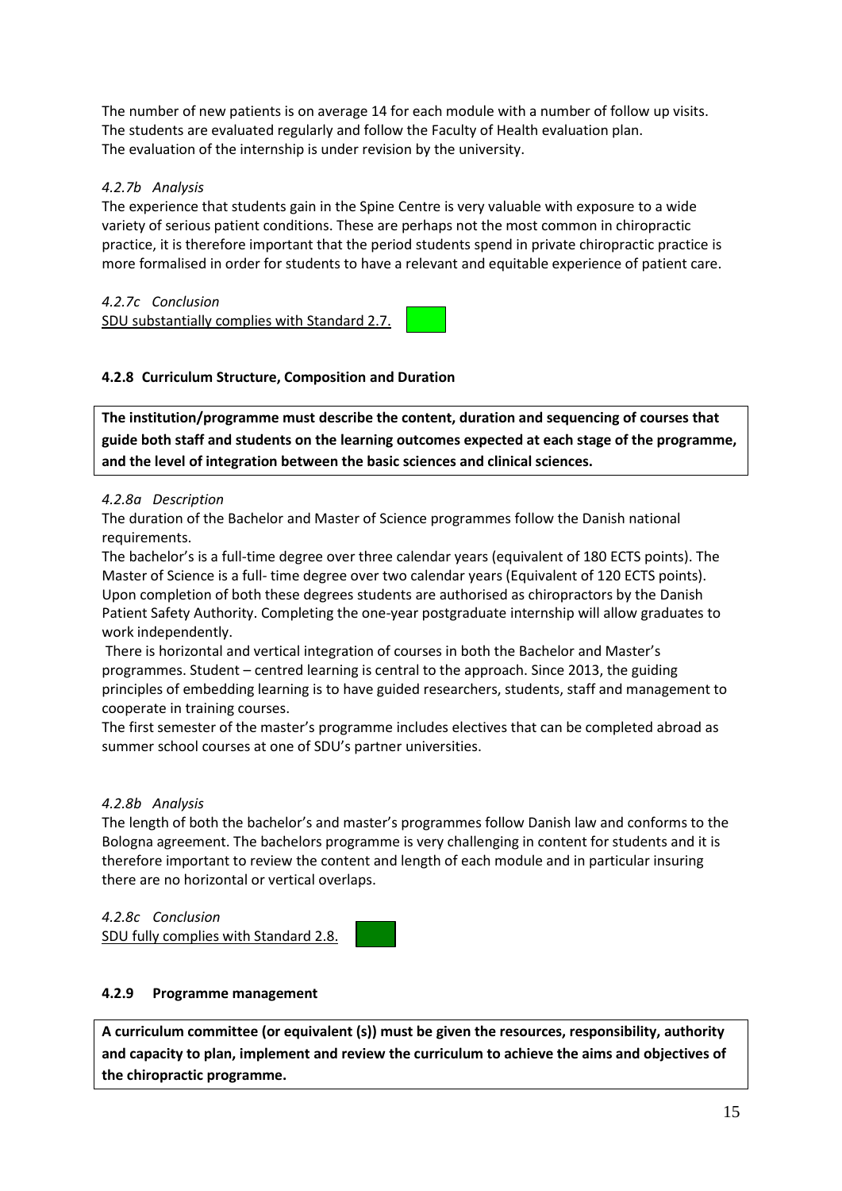The number of new patients is on average 14 for each module with a number of follow up visits. The students are evaluated regularly and follow the Faculty of Health evaluation plan. The evaluation of the internship is under revision by the university.

*4.2.7b Analysis*

The experience that students gain in the Spine Centre is very valuable with exposure to a wide variety of serious patient conditions. These are perhaps not the most common in chiropractic practice, it is therefore important that the period students spend in private chiropractic practice is more formalised in order for students to have a relevant and equitable experience of patient care.

*4.2.7c Conclusion*

SDU substantially complies with Standard 2.7.

#### 4.2.8 Curriculum Structure, Composition and Duration

**The institution/programme must describe the content, duration and sequencing of courses that guide both staff and students on the learning outcomes expected at each stage of the programme, and the level of integration between the basic sciences and clinical sciences.**

*4.2.8a Description*

The duration of the Bachelor and Master of Science programmes follow the Danish national requirements.

The bachelor's is a full-time degree over three calendar years (equivalent of 180 ECTS points). The Master of Science is a full- time degree over two calendar years (Equivalent of 120 ECTS points). Upon completion of both these degrees students are authorised as chiropractors by the Danish Patient Safety Authority. Completing the one-year postgraduate internship will allow graduates to work independently.

There is horizontal and vertical integration of courses in both the Bachelor and Master's programmes. Student – centred learning is central to the approach. Since 2013, the guiding principles of embedding learning is to have guided researchers, students, staff and management to cooperate in training courses.

The first semester of the master's programme includes electives that can be completed abroad as summer school courses at one of SDU's partner universities.

*4.2.8b Analysis*

The length of both the bachelor's and master's programmes follow Danish law and conforms to the Bologna agreement. The bachelors programme is very challenging in content for students and it is therefore important to review the content and length of each module and in particular insuring there are no horizontal or vertical overlaps.

*4.2.8c Conclusion*

SDU fully complies with Standard 2.8.

#### 4.2.9 Programme management

**A curriculum committee (or equivalent (s)) must be given the resources, responsibility, authority and capacity to plan, implement and review the curriculum to achieve the aims and objectives of the chiropractic programme.**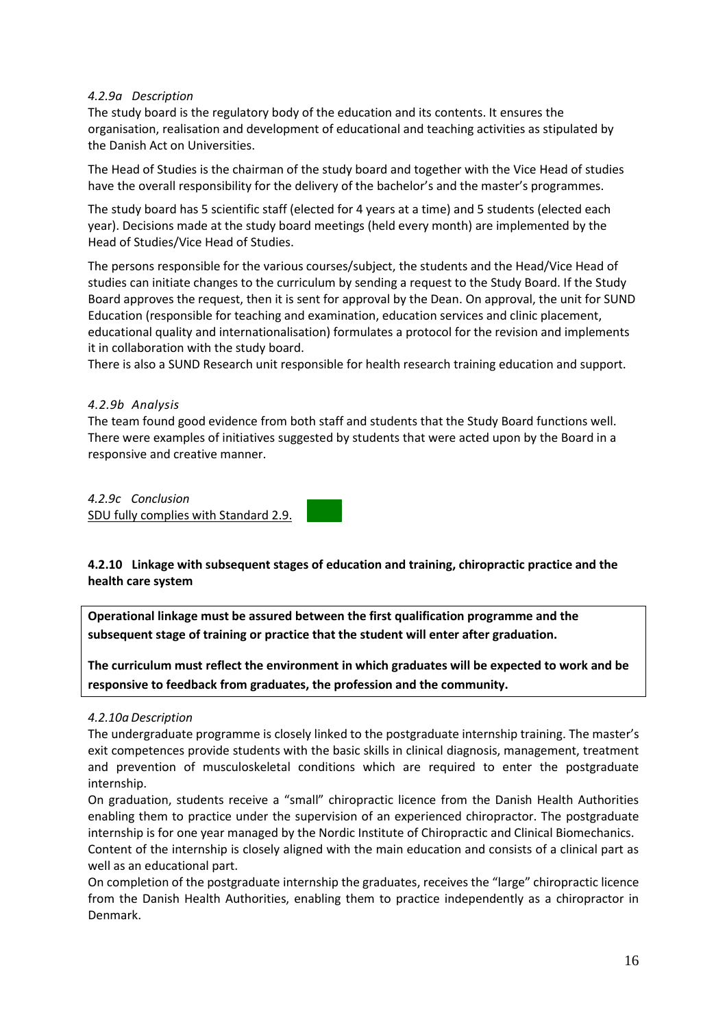*4.2.9a Description*

The study board is the regulatory body of the education and its contents. It ensures the organisation, realisation and development of educational and teaching activities as stipulated by the Danish Act on Universities.

The Head of Studies is the chairman of the study board and together with the Vice Head of studies have the overall responsibility for the delivery of the bachelor's and the master's programmes.

The study board has 5 scientific staff (elected for 4 years at a time) and 5 students (elected each year). Decisions made at the study board meetings (held every month) are implemented by the Head of Studies/Vice Head of Studies.

The persons responsible for the various courses/subject, the students and the Head/Vice Head of studies can initiate changes to the curriculum by sending a request to the Study Board. If the Study Board approves the request, then it is sent for approval by the Dean. On approval, the unit for SUND Education (responsible for teaching and examination, education services and clinic placement, educational quality and internationalisation) formulates a protocol for the revision and implements it in collaboration with the study board.
There is also a SUND Research unit responsible for health research training education and support.

*4.2.9b Analysis*

The team found good evidence from both staff and students that the Study Board functions well. There were examples of initiatives suggested by students that were acted upon by the Board in a responsive and creative manner.

*4.2.9c Conclusion*

SDU fully complies with Standard 2.9.

**4.2.10 Linkage with subsequent stages of education and training, chiropractic practice and the health care system**

**Operational linkage must be assured between the first qualification programme and the subsequent stage of training or practice that the student will enter after graduation.**

**The curriculum must reflect the environment in which graduates will be expected to work and be responsive to feedback from graduates, the profession and the community.**

*4.2.10a Description*

The undergraduate programme is closely linked to the postgraduate internship training. The master's exit competences provide students with the basic skills in clinical diagnosis, management, treatment and prevention of musculoskeletal conditions which are required to enter the postgraduate internship.
On graduation, students receive a "small" chiropractic licence from the Danish Health Authorities enabling them to practice under the supervision of an experienced chiropractor. The postgraduate internship is for one year managed by the Nordic Institute of Chiropractic and Clinical Biomechanics.
Content of the internship is closely aligned with the main education and consists of a clinical part as well as an educational part.
On completion of the postgraduate internship the graduates, receives the "large" chiropractic licence from the Danish Health Authorities, enabling them to practice independently as a chiropractor in Denmark.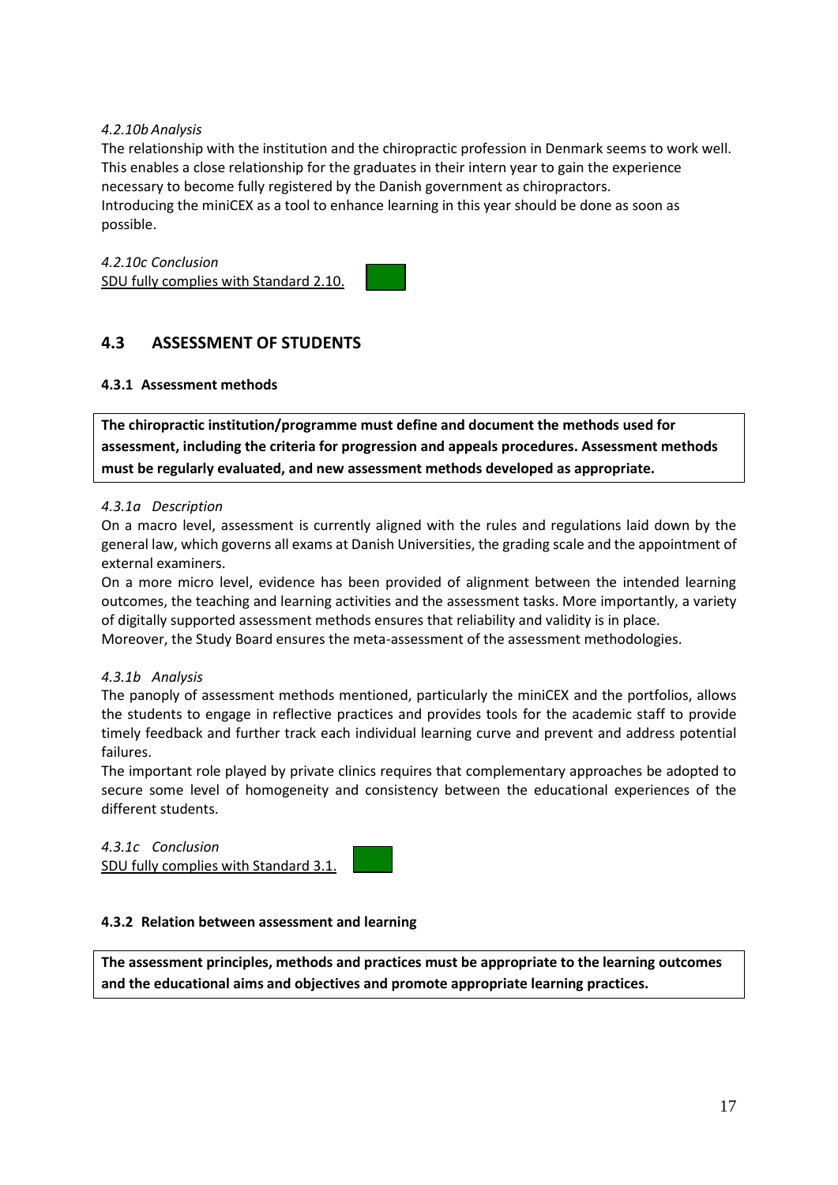*4.2.10b Analysis*

The relationship with the institution and the chiropractic profession in Denmark seems to work well. This enables a close relationship for the graduates in their intern year to gain the experience necessary to become fully registered by the Danish government as chiropractors.
Introducing the miniCEX as a tool to enhance learning in this year should be done as soon as possible.

*4.2.10c Conclusion*

SDU fully complies with Standard 2.10.

## 4.3 ASSESSMENT OF STUDENTS

### 4.3.1 Assessment methods

**The chiropractic institution/programme must define and document the methods used for assessment, including the criteria for progression and appeals procedures. Assessment methods must be regularly evaluated, and new assessment methods developed as appropriate.**

*4.3.1a Description*

On a macro level, assessment is currently aligned with the rules and regulations laid down by the general law, which governs all exams at Danish Universities, the grading scale and the appointment of external examiners.

On a more micro level, evidence has been provided of alignment between the intended learning outcomes, the teaching and learning activities and the assessment tasks. More importantly, a variety of digitally supported assessment methods ensures that reliability and validity is in place.
Moreover, the Study Board ensures the meta-assessment of the assessment methodologies.

*4.3.1b Analysis*

The panoply of assessment methods mentioned, particularly the miniCEX and the portfolios, allows the students to engage in reflective practices and provides tools for the academic staff to provide timely feedback and further track each individual learning curve and prevent and address potential failures.

The important role played by private clinics requires that complementary approaches be adopted to secure some level of homogeneity and consistency between the educational experiences of the different students.

*4.3.1c Conclusion*

SDU fully complies with Standard 3.1.

### 4.3.2 Relation between assessment and learning

**The assessment principles, methods and practices must be appropriate to the learning outcomes and the educational aims and objectives and promote appropriate learning practices.**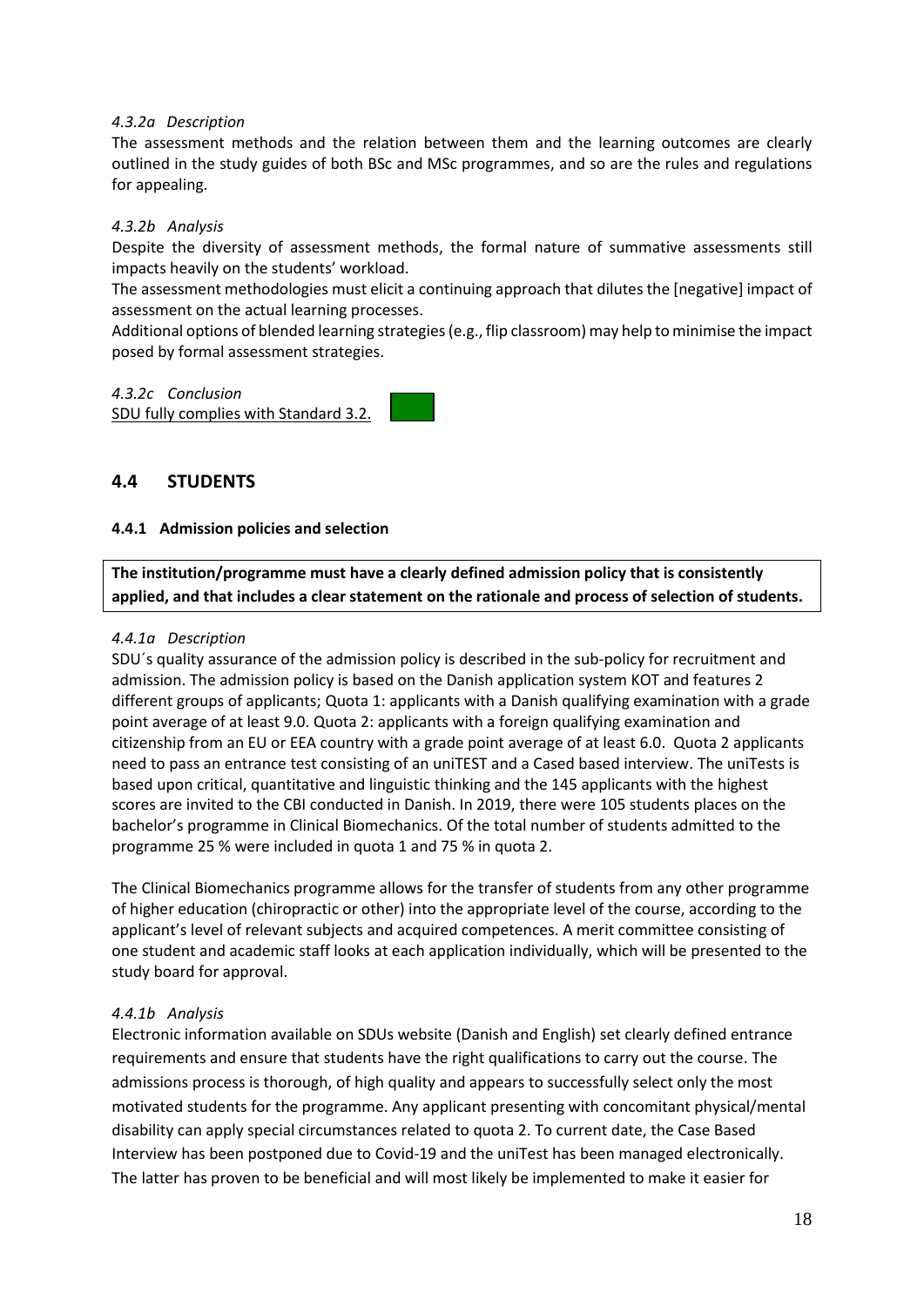*4.3.2a Description*

The assessment methods and the relation between them and the learning outcomes are clearly outlined in the study guides of both BSc and MSc programmes, and so are the rules and regulations for appealing.

*4.3.2b Analysis*

Despite the diversity of assessment methods, the formal nature of summative assessments still impacts heavily on the students' workload.

The assessment methodologies must elicit a continuing approach that dilutes the [negative] impact of assessment on the actual learning processes.

Additional options of blended learning strategies (e.g., flip classroom) may help to minimise the impact posed by formal assessment strategies.

*4.3.2c Conclusion*

SDU fully complies with Standard 3.2.

## 4.4 STUDENTS

### 4.4.1 Admission policies and selection

**The institution/programme must have a clearly defined admission policy that is consistently applied, and that includes a clear statement on the rationale and process of selection of students.**

*4.4.1a Description*

SDU´s quality assurance of the admission policy is described in the sub-policy for recruitment and admission. The admission policy is based on the Danish application system KOT and features 2 different groups of applicants; Quota 1: applicants with a Danish qualifying examination with a grade point average of at least 9.0. Quota 2: applicants with a foreign qualifying examination and citizenship from an EU or EEA country with a grade point average of at least 6.0. Quota 2 applicants need to pass an entrance test consisting of an uniTEST and a Cased based interview. The uniTests is based upon critical, quantitative and linguistic thinking and the 145 applicants with the highest scores are invited to the CBI conducted in Danish. In 2019, there were 105 students places on the bachelor's programme in Clinical Biomechanics. Of the total number of students admitted to the programme 25 % were included in quota 1 and 75 % in quota 2.

The Clinical Biomechanics programme allows for the transfer of students from any other programme of higher education (chiropractic or other) into the appropriate level of the course, according to the applicant's level of relevant subjects and acquired competences. A merit committee consisting of one student and academic staff looks at each application individually, which will be presented to the study board for approval.

*4.4.1b Analysis*

Electronic information available on SDUs website (Danish and English) set clearly defined entrance requirements and ensure that students have the right qualifications to carry out the course. The admissions process is thorough, of high quality and appears to successfully select only the most motivated students for the programme. Any applicant presenting with concomitant physical/mental disability can apply special circumstances related to quota 2. To current date, the Case Based Interview has been postponed due to Covid-19 and the uniTest has been managed electronically. The latter has proven to be beneficial and will most likely be implemented to make it easier for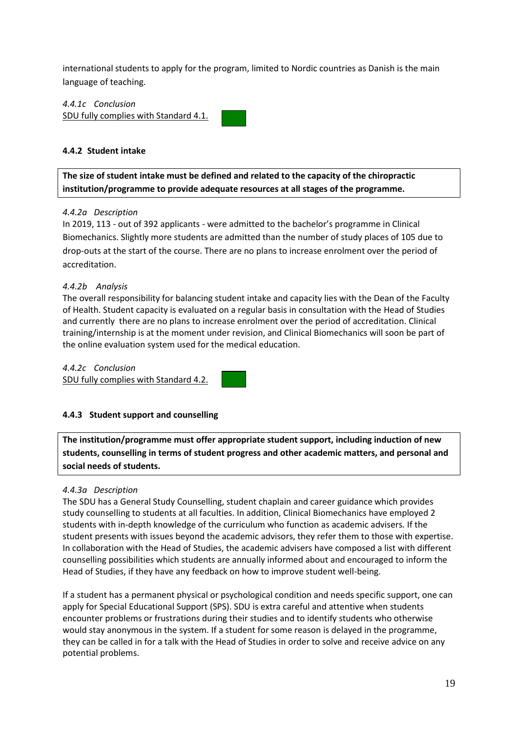international students to apply for the program, limited to Nordic countries as Danish is the main language of teaching.

*4.4.1c Conclusion*

SDU fully complies with Standard 4.1.

#### 4.4.2 Student intake

**The size of student intake must be defined and related to the capacity of the chiropractic institution/programme to provide adequate resources at all stages of the programme.**

*4.4.2a Description*

In 2019, 113 - out of 392 applicants - were admitted to the bachelor's programme in Clinical Biomechanics. Slightly more students are admitted than the number of study places of 105 due to drop-outs at the start of the course. There are no plans to increase enrolment over the period of accreditation.

*4.4.2b Analysis*

The overall responsibility for balancing student intake and capacity lies with the Dean of the Faculty of Health. Student capacity is evaluated on a regular basis in consultation with the Head of Studies and currently there are no plans to increase enrolment over the period of accreditation. Clinical training/internship is at the moment under revision, and Clinical Biomechanics will soon be part of the online evaluation system used for the medical education.

*4.4.2c Conclusion*

SDU fully complies with Standard 4.2.

#### 4.4.3 Student support and counselling

**The institution/programme must offer appropriate student support, including induction of new students, counselling in terms of student progress and other academic matters, and personal and social needs of students.**

*4.4.3a Description*

The SDU has a General Study Counselling, student chaplain and career guidance which provides study counselling to students at all faculties. In addition, Clinical Biomechanics have employed 2 students with in-depth knowledge of the curriculum who function as academic advisers. If the student presents with issues beyond the academic advisors, they refer them to those with expertise. In collaboration with the Head of Studies, the academic advisers have composed a list with different counselling possibilities which students are annually informed about and encouraged to inform the Head of Studies, if they have any feedback on how to improve student well-being.

If a student has a permanent physical or psychological condition and needs specific support, one can apply for Special Educational Support (SPS). SDU is extra careful and attentive when students encounter problems or frustrations during their studies and to identify students who otherwise would stay anonymous in the system. If a student for some reason is delayed in the programme, they can be called in for a talk with the Head of Studies in order to solve and receive advice on any potential problems.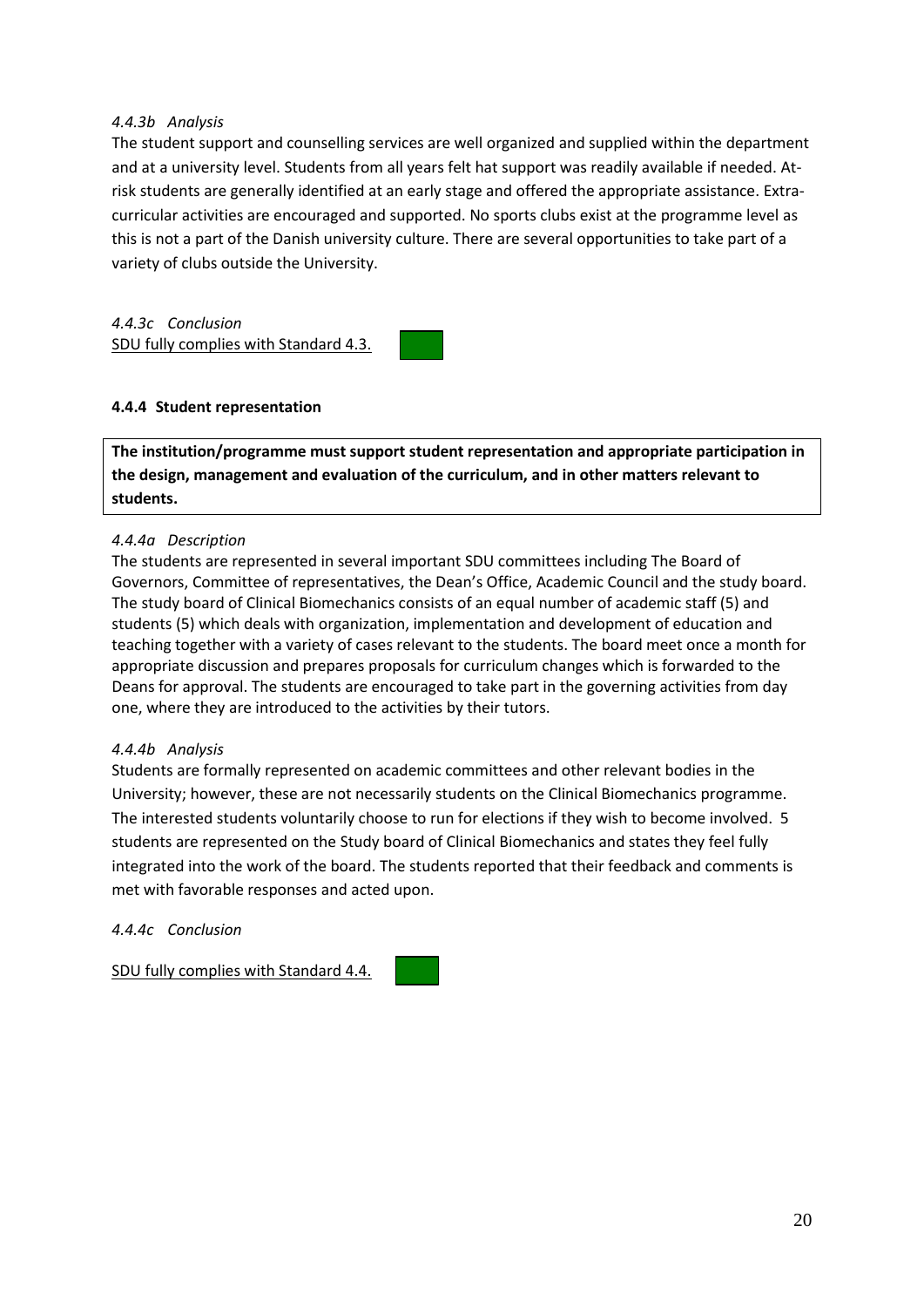*4.4.3b Analysis*

The student support and counselling services are well organized and supplied within the department and at a university level. Students from all years felt hat support was readily available if needed. At-risk students are generally identified at an early stage and offered the appropriate assistance. Extra-curricular activities are encouraged and supported. No sports clubs exist at the programme level as this is not a part of the Danish university culture. There are several opportunities to take part of a variety of clubs outside the University.

*4.4.3c Conclusion*

SDU fully complies with Standard 4.3.

#### 4.4.4 Student representation

**The institution/programme must support student representation and appropriate participation in the design, management and evaluation of the curriculum, and in other matters relevant to students.**

*4.4.4a Description*

The students are represented in several important SDU committees including The Board of Governors, Committee of representatives, the Dean's Office, Academic Council and the study board. The study board of Clinical Biomechanics consists of an equal number of academic staff (5) and students (5) which deals with organization, implementation and development of education and teaching together with a variety of cases relevant to the students. The board meet once a month for appropriate discussion and prepares proposals for curriculum changes which is forwarded to the Deans for approval. The students are encouraged to take part in the governing activities from day one, where they are introduced to the activities by their tutors.

*4.4.4b Analysis*

Students are formally represented on academic committees and other relevant bodies in the University; however, these are not necessarily students on the Clinical Biomechanics programme. The interested students voluntarily choose to run for elections if they wish to become involved. 5 students are represented on the Study board of Clinical Biomechanics and states they feel fully integrated into the work of the board. The students reported that their feedback and comments is met with favorable responses and acted upon.

*4.4.4c Conclusion*

SDU fully complies with Standard 4.4.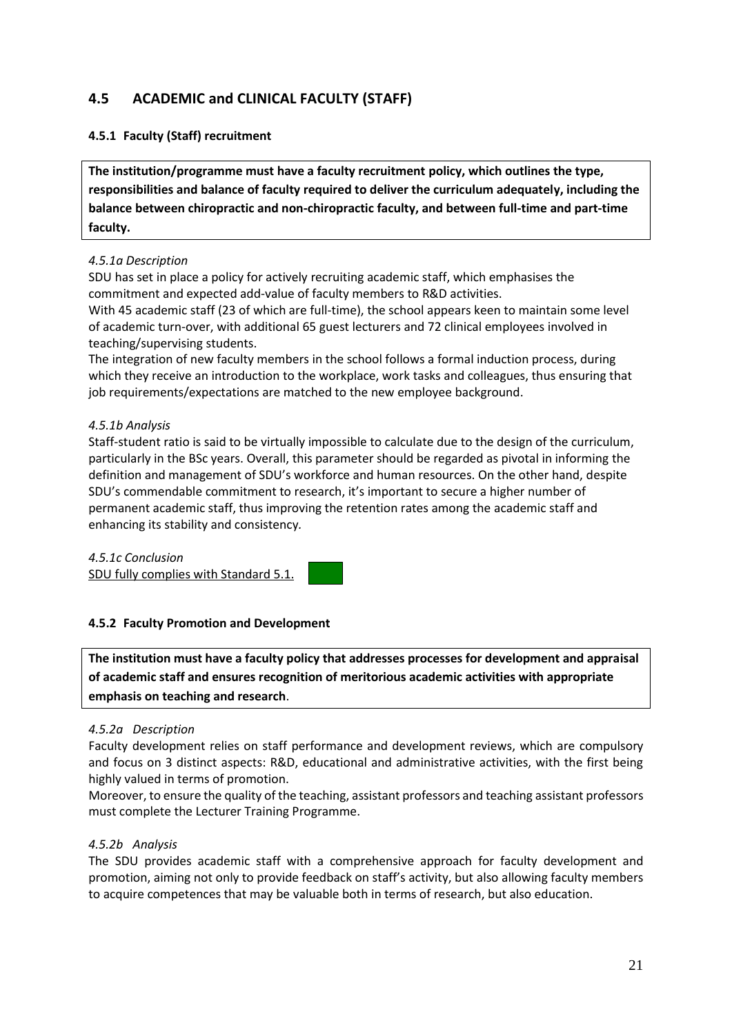## 4.5 ACADEMIC and CLINICAL FACULTY (STAFF)

### 4.5.1 Faculty (Staff) recruitment

**The institution/programme must have a faculty recruitment policy, which outlines the type, responsibilities and balance of faculty required to deliver the curriculum adequately, including the balance between chiropractic and non-chiropractic faculty, and between full-time and part-time faculty.**

*4.5.1a Description*

SDU has set in place a policy for actively recruiting academic staff, which emphasises the commitment and expected add-value of faculty members to R&D activities.

With 45 academic staff (23 of which are full-time), the school appears keen to maintain some level of academic turn-over, with additional 65 guest lecturers and 72 clinical employees involved in teaching/supervising students.

The integration of new faculty members in the school follows a formal induction process, during which they receive an introduction to the workplace, work tasks and colleagues, thus ensuring that job requirements/expectations are matched to the new employee background.

*4.5.1b Analysis*

Staff-student ratio is said to be virtually impossible to calculate due to the design of the curriculum, particularly in the BSc years. Overall, this parameter should be regarded as pivotal in informing the definition and management of SDU's workforce and human resources. On the other hand, despite SDU's commendable commitment to research, it's important to secure a higher number of permanent academic staff, thus improving the retention rates among the academic staff and enhancing its stability and consistency.

*4.5.1c Conclusion*

SDU fully complies with Standard 5.1.

### 4.5.2 Faculty Promotion and Development

**The institution must have a faculty policy that addresses processes for development and appraisal of academic staff and ensures recognition of meritorious academic activities with appropriate emphasis on teaching and research**.

*4.5.2a Description*

Faculty development relies on staff performance and development reviews, which are compulsory and focus on 3 distinct aspects: R&D, educational and administrative activities, with the first being highly valued in terms of promotion.

Moreover, to ensure the quality of the teaching, assistant professors and teaching assistant professors must complete the Lecturer Training Programme.

*4.5.2b Analysis*

The SDU provides academic staff with a comprehensive approach for faculty development and promotion, aiming not only to provide feedback on staff's activity, but also allowing faculty members to acquire competences that may be valuable both in terms of research, but also education.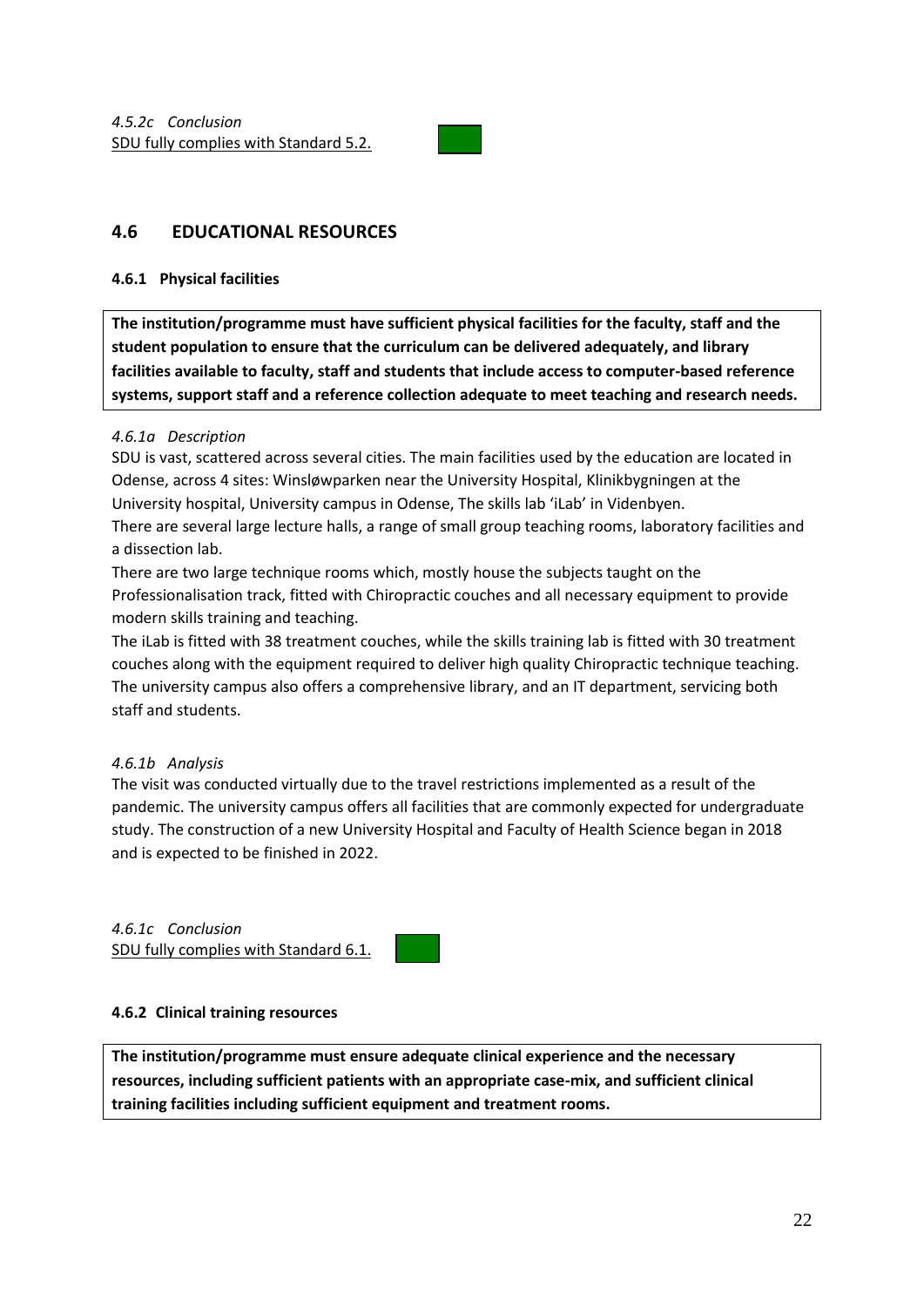*4.5.2c Conclusion*
SDU fully complies with Standard 5.2.

## 4.6 EDUCATIONAL RESOURCES

### 4.6.1 Physical facilities

**The institution/programme must have sufficient physical facilities for the faculty, staff and the student population to ensure that the curriculum can be delivered adequately, and library facilities available to faculty, staff and students that include access to computer-based reference systems, support staff and a reference collection adequate to meet teaching and research needs.**

*4.6.1a Description*

SDU is vast, scattered across several cities. The main facilities used by the education are located in Odense, across 4 sites: Winsløwparken near the University Hospital, Klinikbygningen at the University hospital, University campus in Odense, The skills lab 'iLab' in Videnbyen.
There are several large lecture halls, a range of small group teaching rooms, laboratory facilities and a dissection lab.
There are two large technique rooms which, mostly house the subjects taught on the Professionalisation track, fitted with Chiropractic couches and all necessary equipment to provide modern skills training and teaching.
The iLab is fitted with 38 treatment couches, while the skills training lab is fitted with 30 treatment couches along with the equipment required to deliver high quality Chiropractic technique teaching.
The university campus also offers a comprehensive library, and an IT department, servicing both staff and students.

*4.6.1b Analysis*

The visit was conducted virtually due to the travel restrictions implemented as a result of the pandemic. The university campus offers all facilities that are commonly expected for undergraduate study. The construction of a new University Hospital and Faculty of Health Science began in 2018 and is expected to be finished in 2022.

*4.6.1c Conclusion*
SDU fully complies with Standard 6.1.

### 4.6.2 Clinical training resources

**The institution/programme must ensure adequate clinical experience and the necessary resources, including sufficient patients with an appropriate case-mix, and sufficient clinical training facilities including sufficient equipment and treatment rooms.**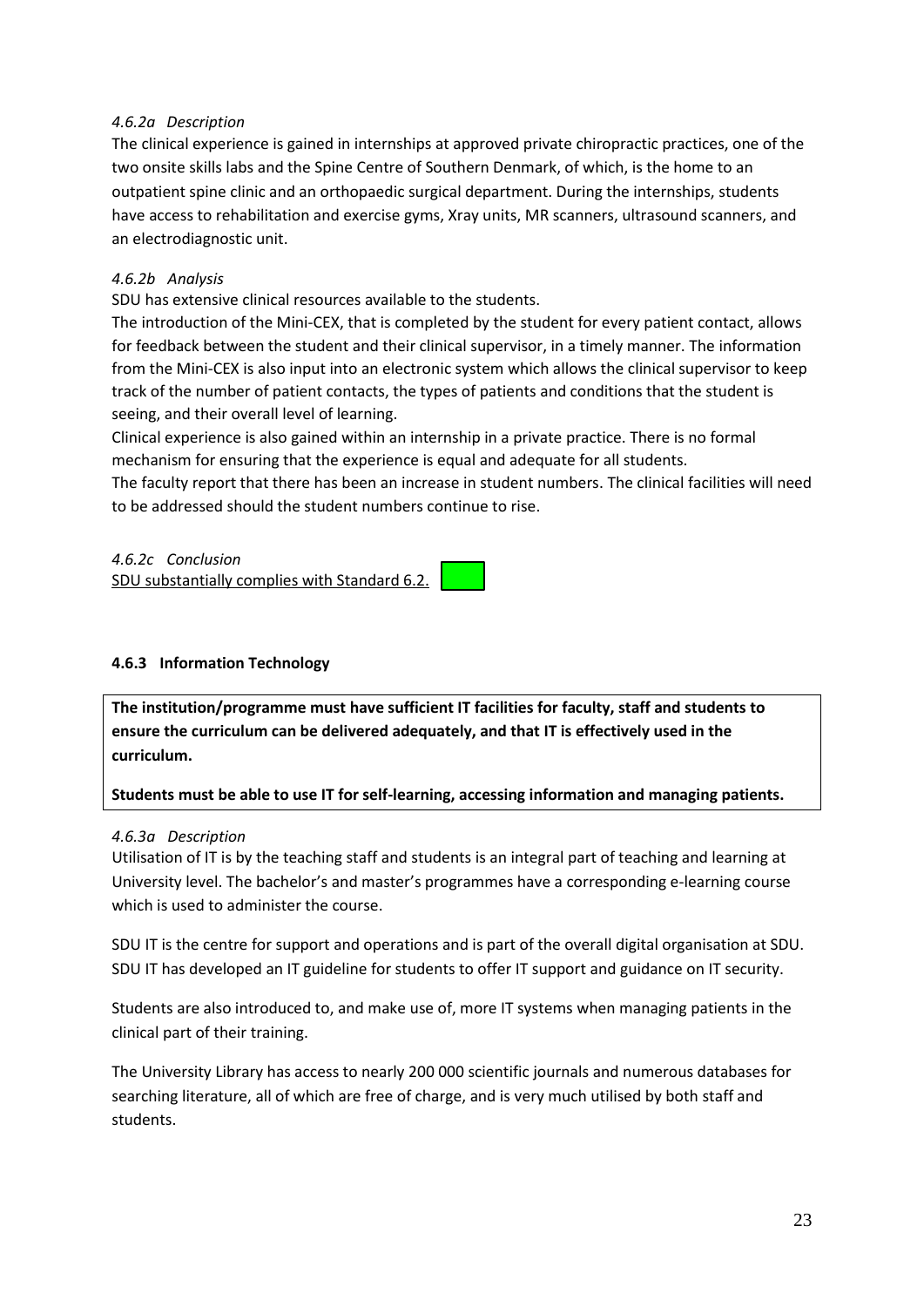*4.6.2a Description*

The clinical experience is gained in internships at approved private chiropractic practices, one of the two onsite skills labs and the Spine Centre of Southern Denmark, of which, is the home to an outpatient spine clinic and an orthopaedic surgical department. During the internships, students have access to rehabilitation and exercise gyms, Xray units, MR scanners, ultrasound scanners, and an electrodiagnostic unit.

*4.6.2b Analysis*

SDU has extensive clinical resources available to the students.

The introduction of the Mini-CEX, that is completed by the student for every patient contact, allows for feedback between the student and their clinical supervisor, in a timely manner. The information from the Mini-CEX is also input into an electronic system which allows the clinical supervisor to keep track of the number of patient contacts, the types of patients and conditions that the student is seeing, and their overall level of learning.

Clinical experience is also gained within an internship in a private practice. There is no formal mechanism for ensuring that the experience is equal and adequate for all students.

The faculty report that there has been an increase in student numbers. The clinical facilities will need to be addressed should the student numbers continue to rise.

*4.6.2c Conclusion*

SDU substantially complies with Standard 6.2.

#### 4.6.3 Information Technology

**The institution/programme must have sufficient IT facilities for faculty, staff and students to ensure the curriculum can be delivered adequately, and that IT is effectively used in the curriculum.**

**Students must be able to use IT for self-learning, accessing information and managing patients.**

*4.6.3a Description*

Utilisation of IT is by the teaching staff and students is an integral part of teaching and learning at University level. The bachelor's and master's programmes have a corresponding e-learning course which is used to administer the course.

SDU IT is the centre for support and operations and is part of the overall digital organisation at SDU. SDU IT has developed an IT guideline for students to offer IT support and guidance on IT security.

Students are also introduced to, and make use of, more IT systems when managing patients in the clinical part of their training.

The University Library has access to nearly 200 000 scientific journals and numerous databases for searching literature, all of which are free of charge, and is very much utilised by both staff and students.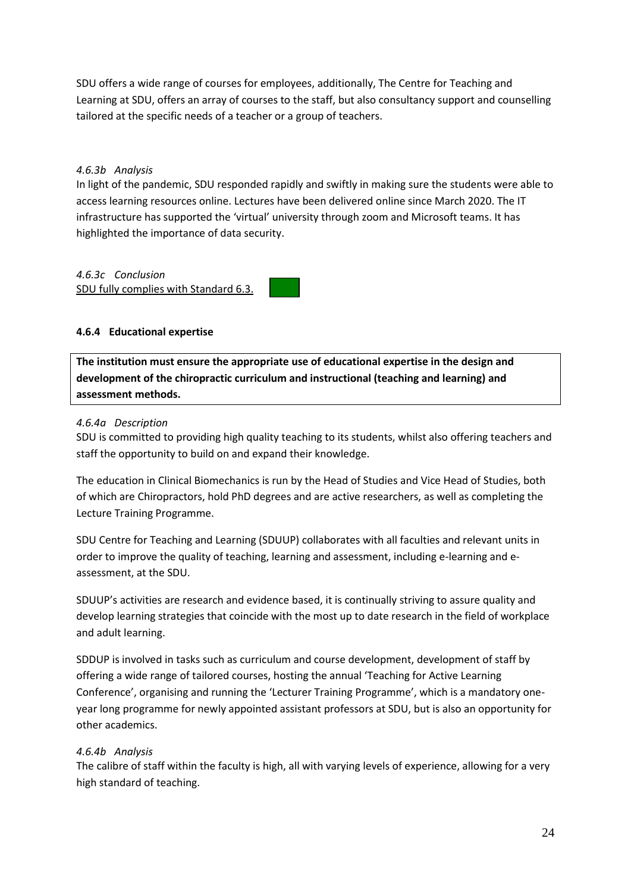SDU offers a wide range of courses for employees, additionally, The Centre for Teaching and Learning at SDU, offers an array of courses to the staff, but also consultancy support and counselling tailored at the specific needs of a teacher or a group of teachers.

*4.6.3b Analysis*

In light of the pandemic, SDU responded rapidly and swiftly in making sure the students were able to access learning resources online. Lectures have been delivered online since March 2020. The IT infrastructure has supported the 'virtual' university through zoom and Microsoft teams. It has highlighted the importance of data security.

*4.6.3c Conclusion*

SDU fully complies with Standard 6.3.

#### 4.6.4 Educational expertise

**The institution must ensure the appropriate use of educational expertise in the design and development of the chiropractic curriculum and instructional (teaching and learning) and assessment methods.**

*4.6.4a Description*

SDU is committed to providing high quality teaching to its students, whilst also offering teachers and staff the opportunity to build on and expand their knowledge.

The education in Clinical Biomechanics is run by the Head of Studies and Vice Head of Studies, both of which are Chiropractors, hold PhD degrees and are active researchers, as well as completing the Lecture Training Programme.

SDU Centre for Teaching and Learning (SDUUP) collaborates with all faculties and relevant units in order to improve the quality of teaching, learning and assessment, including e-learning and e-assessment, at the SDU.

SDUUP's activities are research and evidence based, it is continually striving to assure quality and develop learning strategies that coincide with the most up to date research in the field of workplace and adult learning.

SDDUP is involved in tasks such as curriculum and course development, development of staff by offering a wide range of tailored courses, hosting the annual 'Teaching for Active Learning Conference', organising and running the 'Lecturer Training Programme', which is a mandatory one-year long programme for newly appointed assistant professors at SDU, but is also an opportunity for other academics.

*4.6.4b Analysis*

The calibre of staff within the faculty is high, all with varying levels of experience, allowing for a very high standard of teaching.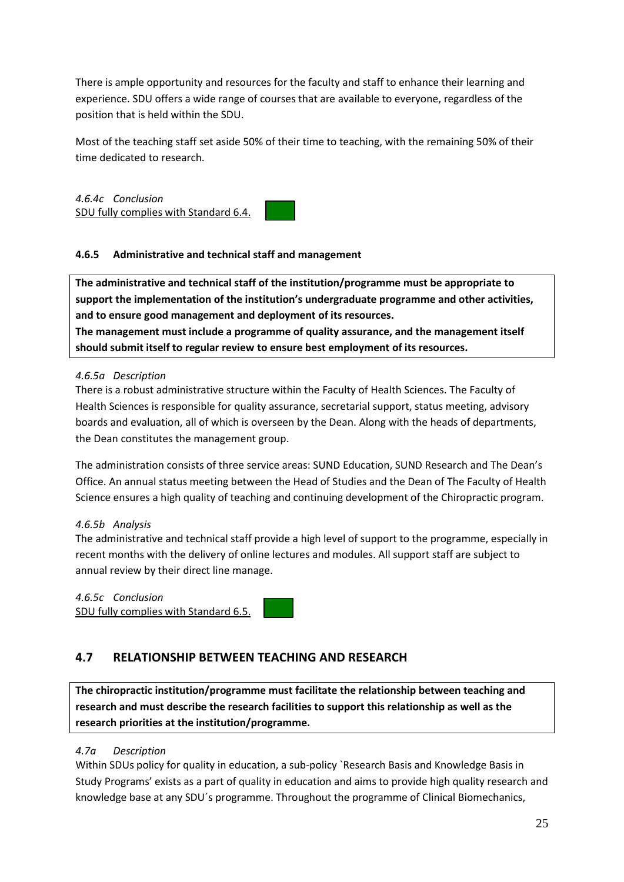There is ample opportunity and resources for the faculty and staff to enhance their learning and experience. SDU offers a wide range of courses that are available to everyone, regardless of the position that is held within the SDU.

Most of the teaching staff set aside 50% of their time to teaching, with the remaining 50% of their time dedicated to research.

*4.6.4c Conclusion*
SDU fully complies with Standard 6.4.

#### 4.6.5 Administrative and technical staff and management

**The administrative and technical staff of the institution/programme must be appropriate to support the implementation of the institution's undergraduate programme and other activities, and to ensure good management and deployment of its resources.**
**The management must include a programme of quality assurance, and the management itself should submit itself to regular review to ensure best employment of its resources.**

*4.6.5a Description*
There is a robust administrative structure within the Faculty of Health Sciences. The Faculty of Health Sciences is responsible for quality assurance, secretarial support, status meeting, advisory boards and evaluation, all of which is overseen by the Dean. Along with the heads of departments, the Dean constitutes the management group.

The administration consists of three service areas: SUND Education, SUND Research and The Dean's Office. An annual status meeting between the Head of Studies and the Dean of The Faculty of Health Science ensures a high quality of teaching and continuing development of the Chiropractic program.

*4.6.5b Analysis*
The administrative and technical staff provide a high level of support to the programme, especially in recent months with the delivery of online lectures and modules. All support staff are subject to annual review by their direct line manage.

*4.6.5c Conclusion*
SDU fully complies with Standard 6.5.

## 4.7 RELATIONSHIP BETWEEN TEACHING AND RESEARCH

**The chiropractic institution/programme must facilitate the relationship between teaching and research and must describe the research facilities to support this relationship as well as the research priorities at the institution/programme.**

*4.7a Description*
Within SDUs policy for quality in education, a sub-policy `Research Basis and Knowledge Basis in Study Programs' exists as a part of quality in education and aims to provide high quality research and knowledge base at any SDU´s programme. Throughout the programme of Clinical Biomechanics,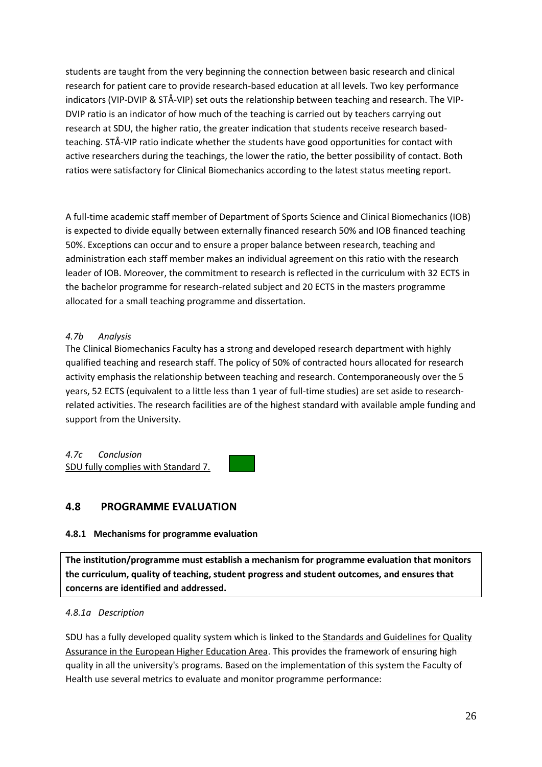students are taught from the very beginning the connection between basic research and clinical research for patient care to provide research-based education at all levels. Two key performance indicators (VIP-DVIP & STÅ-VIP) set outs the relationship between teaching and research. The VIP-DVIP ratio is an indicator of how much of the teaching is carried out by teachers carrying out research at SDU, the higher ratio, the greater indication that students receive research based-teaching. STÅ-VIP ratio indicate whether the students have good opportunities for contact with active researchers during the teachings, the lower the ratio, the better possibility of contact. Both ratios were satisfactory for Clinical Biomechanics according to the latest status meeting report.

A full-time academic staff member of Department of Sports Science and Clinical Biomechanics (IOB) is expected to divide equally between externally financed research 50% and IOB financed teaching 50%. Exceptions can occur and to ensure a proper balance between research, teaching and administration each staff member makes an individual agreement on this ratio with the research leader of IOB. Moreover, the commitment to research is reflected in the curriculum with 32 ECTS in the bachelor programme for research-related subject and 20 ECTS in the masters programme allocated for a small teaching programme and dissertation.

*4.7b Analysis*

The Clinical Biomechanics Faculty has a strong and developed research department with highly qualified teaching and research staff. The policy of 50% of contracted hours allocated for research activity emphasis the relationship between teaching and research. Contemporaneously over the 5 years, 52 ECTS (equivalent to a little less than 1 year of full-time studies) are set aside to research-related activities. The research facilities are of the highest standard with available ample funding and support from the University.

*4.7c Conclusion*

SDU fully complies with Standard 7.

## 4.8 PROGRAMME EVALUATION

### 4.8.1 Mechanisms for programme evaluation

**The institution/programme must establish a mechanism for programme evaluation that monitors the curriculum, quality of teaching, student progress and student outcomes, and ensures that concerns are identified and addressed.**

*4.8.1a Description*

SDU has a fully developed quality system which is linked to the Standards and Guidelines for Quality Assurance in the European Higher Education Area. This provides the framework of ensuring high quality in all the university's programs. Based on the implementation of this system the Faculty of Health use several metrics to evaluate and monitor programme performance: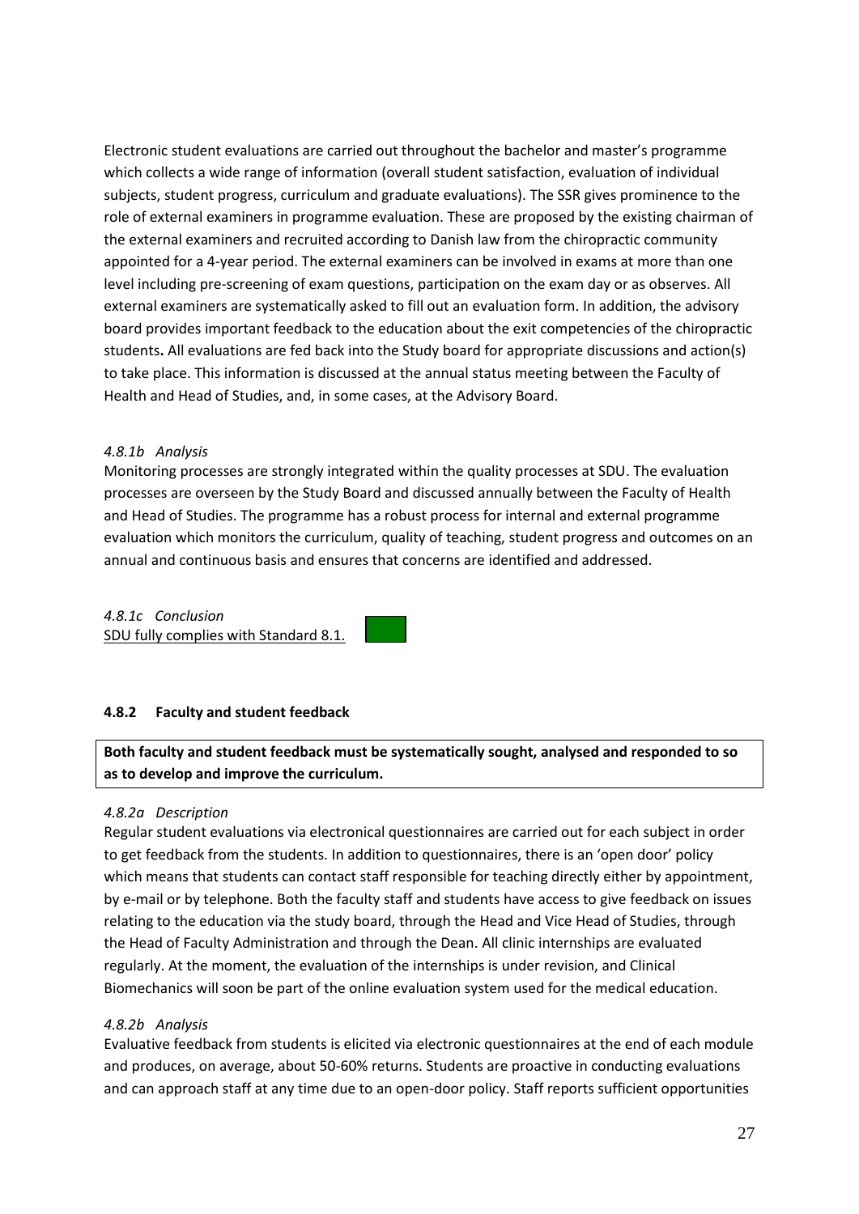Electronic student evaluations are carried out throughout the bachelor and master's programme which collects a wide range of information (overall student satisfaction, evaluation of individual subjects, student progress, curriculum and graduate evaluations). The SSR gives prominence to the role of external examiners in programme evaluation. These are proposed by the existing chairman of the external examiners and recruited according to Danish law from the chiropractic community appointed for a 4-year period. The external examiners can be involved in exams at more than one level including pre-screening of exam questions, participation on the exam day or as observes. All external examiners are systematically asked to fill out an evaluation form. In addition, the advisory board provides important feedback to the education about the exit competencies of the chiropractic students**.** All evaluations are fed back into the Study board for appropriate discussions and action(s) to take place. This information is discussed at the annual status meeting between the Faculty of Health and Head of Studies, and, in some cases, at the Advisory Board.

*4.8.1b Analysis*

Monitoring processes are strongly integrated within the quality processes at SDU. The evaluation processes are overseen by the Study Board and discussed annually between the Faculty of Health and Head of Studies. The programme has a robust process for internal and external programme evaluation which monitors the curriculum, quality of teaching, student progress and outcomes on an annual and continuous basis and ensures that concerns are identified and addressed.

*4.8.1c Conclusion*

SDU fully complies with Standard 8.1.

#### 4.8.2 Faculty and student feedback

**Both faculty and student feedback must be systematically sought, analysed and responded to so as to develop and improve the curriculum.**

*4.8.2a Description*

Regular student evaluations via electronical questionnaires are carried out for each subject in order to get feedback from the students. In addition to questionnaires, there is an 'open door' policy which means that students can contact staff responsible for teaching directly either by appointment, by e-mail or by telephone. Both the faculty staff and students have access to give feedback on issues relating to the education via the study board, through the Head and Vice Head of Studies, through the Head of Faculty Administration and through the Dean. All clinic internships are evaluated regularly. At the moment, the evaluation of the internships is under revision, and Clinical Biomechanics will soon be part of the online evaluation system used for the medical education.

*4.8.2b Analysis*

Evaluative feedback from students is elicited via electronic questionnaires at the end of each module and produces, on average, about 50-60% returns. Students are proactive in conducting evaluations and can approach staff at any time due to an open-door policy. Staff reports sufficient opportunities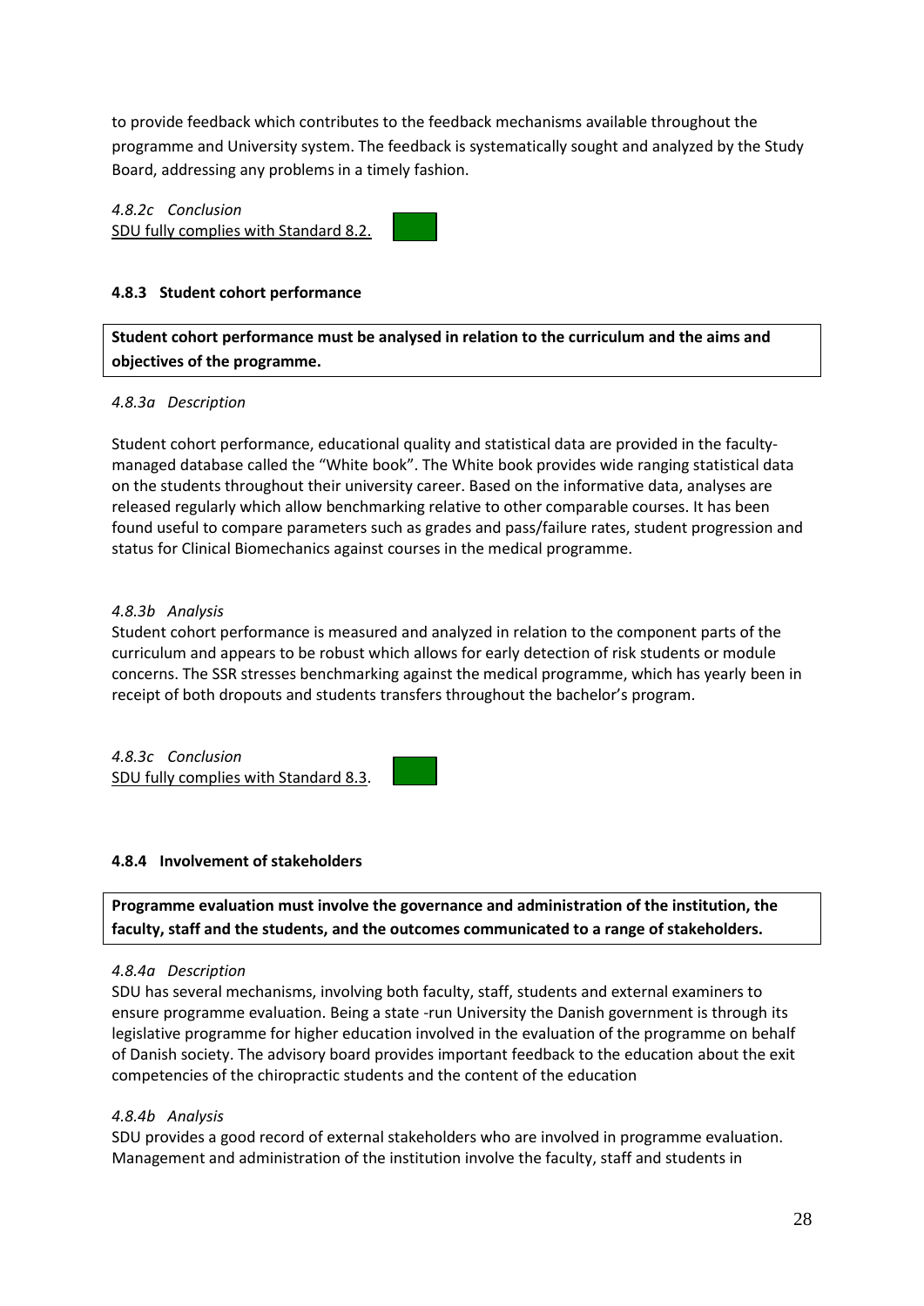to provide feedback which contributes to the feedback mechanisms available throughout the programme and University system. The feedback is systematically sought and analyzed by the Study Board, addressing any problems in a timely fashion.

*4.8.2c Conclusion*

SDU fully complies with Standard 8.2.

#### 4.8.3 Student cohort performance

**Student cohort performance must be analysed in relation to the curriculum and the aims and objectives of the programme.**

*4.8.3a Description*

Student cohort performance, educational quality and statistical data are provided in the faculty-managed database called the "White book". The White book provides wide ranging statistical data on the students throughout their university career. Based on the informative data, analyses are released regularly which allow benchmarking relative to other comparable courses. It has been found useful to compare parameters such as grades and pass/failure rates, student progression and status for Clinical Biomechanics against courses in the medical programme.

*4.8.3b Analysis*

Student cohort performance is measured and analyzed in relation to the component parts of the curriculum and appears to be robust which allows for early detection of risk students or module concerns. The SSR stresses benchmarking against the medical programme, which has yearly been in receipt of both dropouts and students transfers throughout the bachelor's program.

*4.8.3c Conclusion*

SDU fully complies with Standard 8.3.

#### 4.8.4 Involvement of stakeholders

**Programme evaluation must involve the governance and administration of the institution, the faculty, staff and the students, and the outcomes communicated to a range of stakeholders.**

*4.8.4a Description*

SDU has several mechanisms, involving both faculty, staff, students and external examiners to ensure programme evaluation. Being a state -run University the Danish government is through its legislative programme for higher education involved in the evaluation of the programme on behalf of Danish society. The advisory board provides important feedback to the education about the exit competencies of the chiropractic students and the content of the education

*4.8.4b Analysis*

SDU provides a good record of external stakeholders who are involved in programme evaluation. Management and administration of the institution involve the faculty, staff and students in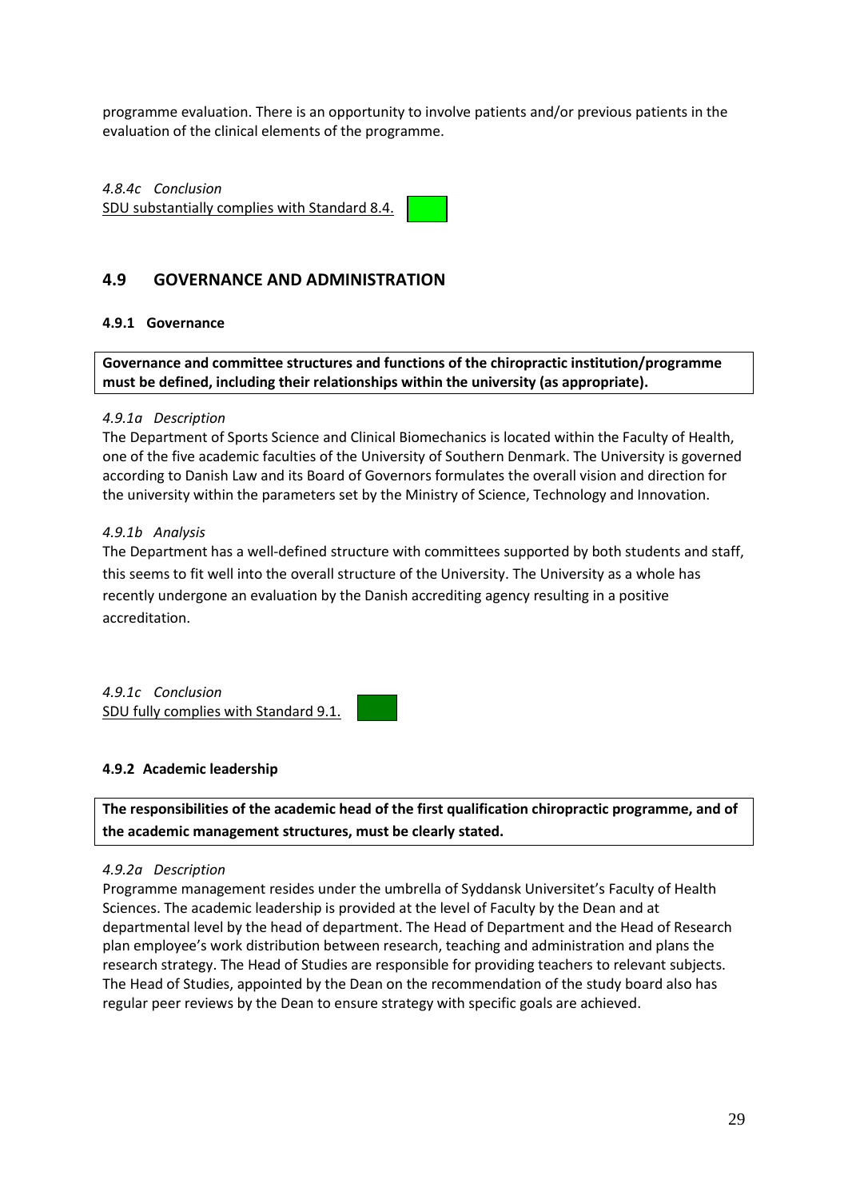programme evaluation. There is an opportunity to involve patients and/or previous patients in the evaluation of the clinical elements of the programme.

*4.8.4c Conclusion*

SDU substantially complies with Standard 8.4.

## 4.9 GOVERNANCE AND ADMINISTRATION

### 4.9.1 Governance

**Governance and committee structures and functions of the chiropractic institution/programme must be defined, including their relationships within the university (as appropriate).**

*4.9.1a Description*

The Department of Sports Science and Clinical Biomechanics is located within the Faculty of Health, one of the five academic faculties of the University of Southern Denmark. The University is governed according to Danish Law and its Board of Governors formulates the overall vision and direction for the university within the parameters set by the Ministry of Science, Technology and Innovation.

*4.9.1b Analysis*

The Department has a well-defined structure with committees supported by both students and staff, this seems to fit well into the overall structure of the University. The University as a whole has recently undergone an evaluation by the Danish accrediting agency resulting in a positive accreditation.

*4.9.1c Conclusion*

SDU fully complies with Standard 9.1.

### 4.9.2 Academic leadership

**The responsibilities of the academic head of the first qualification chiropractic programme, and of the academic management structures, must be clearly stated.**

*4.9.2a Description*

Programme management resides under the umbrella of Syddansk Universitet's Faculty of Health Sciences. The academic leadership is provided at the level of Faculty by the Dean and at departmental level by the head of department. The Head of Department and the Head of Research plan employee's work distribution between research, teaching and administration and plans the research strategy. The Head of Studies are responsible for providing teachers to relevant subjects. The Head of Studies, appointed by the Dean on the recommendation of the study board also has regular peer reviews by the Dean to ensure strategy with specific goals are achieved.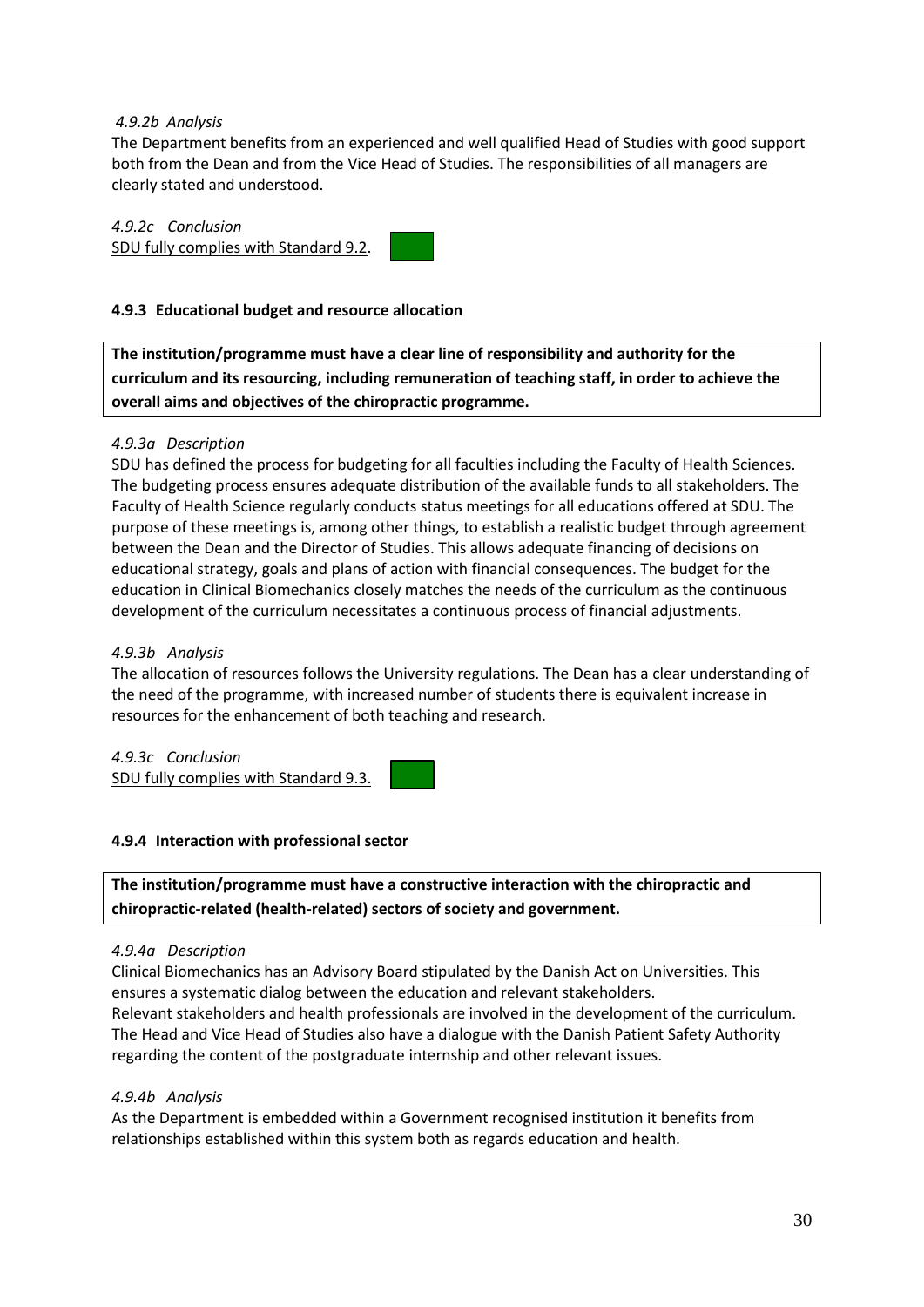*4.9.2b Analysis*

The Department benefits from an experienced and well qualified Head of Studies with good support both from the Dean and from the Vice Head of Studies. The responsibilities of all managers are clearly stated and understood.

*4.9.2c Conclusion*

SDU fully complies with Standard 9.2.

#### 4.9.3 Educational budget and resource allocation

**The institution/programme must have a clear line of responsibility and authority for the curriculum and its resourcing, including remuneration of teaching staff, in order to achieve the overall aims and objectives of the chiropractic programme.**

*4.9.3a Description*

SDU has defined the process for budgeting for all faculties including the Faculty of Health Sciences. The budgeting process ensures adequate distribution of the available funds to all stakeholders. The Faculty of Health Science regularly conducts status meetings for all educations offered at SDU. The purpose of these meetings is, among other things, to establish a realistic budget through agreement between the Dean and the Director of Studies. This allows adequate financing of decisions on educational strategy, goals and plans of action with financial consequences. The budget for the education in Clinical Biomechanics closely matches the needs of the curriculum as the continuous development of the curriculum necessitates a continuous process of financial adjustments.

*4.9.3b Analysis*

The allocation of resources follows the University regulations. The Dean has a clear understanding of the need of the programme, with increased number of students there is equivalent increase in resources for the enhancement of both teaching and research.

*4.9.3c Conclusion*

SDU fully complies with Standard 9.3.

#### 4.9.4 Interaction with professional sector

**The institution/programme must have a constructive interaction with the chiropractic and chiropractic-related (health-related) sectors of society and government.**

*4.9.4a Description*

Clinical Biomechanics has an Advisory Board stipulated by the Danish Act on Universities. This ensures a systematic dialog between the education and relevant stakeholders.
Relevant stakeholders and health professionals are involved in the development of the curriculum. The Head and Vice Head of Studies also have a dialogue with the Danish Patient Safety Authority regarding the content of the postgraduate internship and other relevant issues.

*4.9.4b Analysis*

As the Department is embedded within a Government recognised institution it benefits from relationships established within this system both as regards education and health.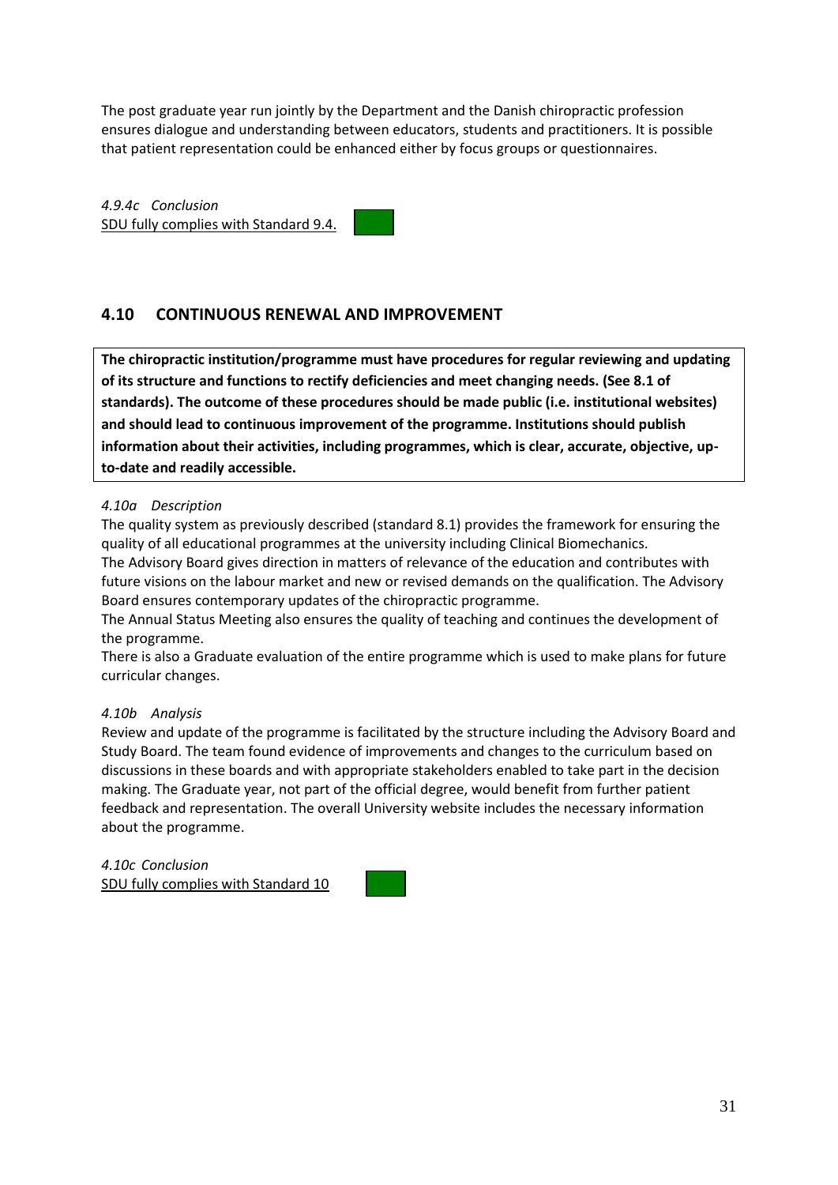The post graduate year run jointly by the Department and the Danish chiropractic profession ensures dialogue and understanding between educators, students and practitioners. It is possible that patient representation could be enhanced either by focus groups or questionnaires.

*4.9.4c Conclusion*

SDU fully complies with Standard 9.4.

## 4.10 CONTINUOUS RENEWAL AND IMPROVEMENT

**The chiropractic institution/programme must have procedures for regular reviewing and updating of its structure and functions to rectify deficiencies and meet changing needs. (See 8.1 of standards). The outcome of these procedures should be made public (i.e. institutional websites) and should lead to continuous improvement of the programme. Institutions should publish information about their activities, including programmes, which is clear, accurate, objective, up-to-date and readily accessible.**

*4.10a Description*

The quality system as previously described (standard 8.1) provides the framework for ensuring the quality of all educational programmes at the university including Clinical Biomechanics.
The Advisory Board gives direction in matters of relevance of the education and contributes with future visions on the labour market and new or revised demands on the qualification. The Advisory Board ensures contemporary updates of the chiropractic programme.
The Annual Status Meeting also ensures the quality of teaching and continues the development of the programme.
There is also a Graduate evaluation of the entire programme which is used to make plans for future curricular changes.

*4.10b Analysis*

Review and update of the programme is facilitated by the structure including the Advisory Board and Study Board. The team found evidence of improvements and changes to the curriculum based on discussions in these boards and with appropriate stakeholders enabled to take part in the decision making. The Graduate year, not part of the official degree, would benefit from further patient feedback and representation. The overall University website includes the necessary information about the programme.

*4.10c Conclusion*

SDU fully complies with Standard 10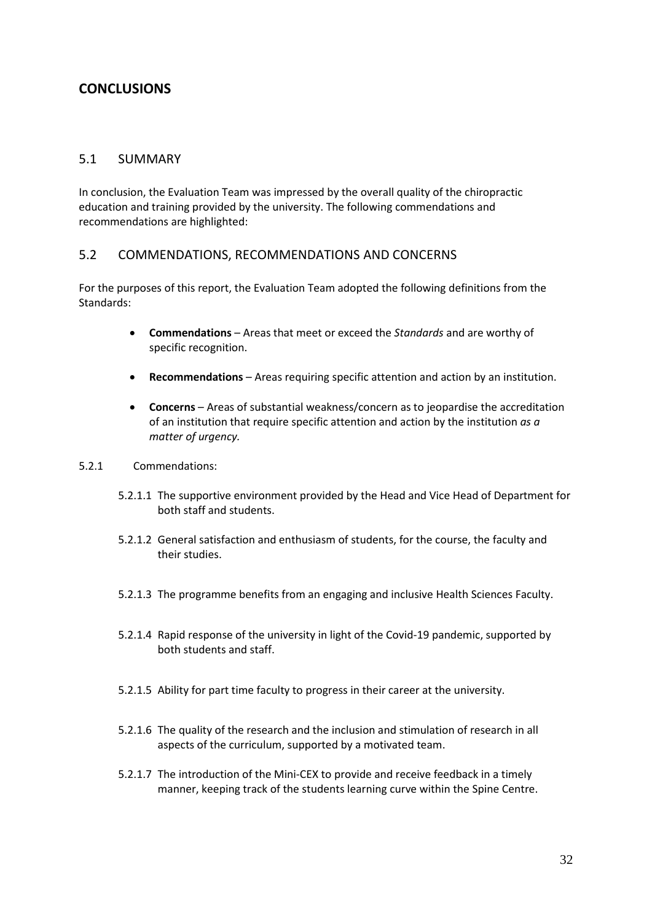# CONCLUSIONS

## 5.1 SUMMARY

In conclusion, the Evaluation Team was impressed by the overall quality of the chiropractic education and training provided by the university. The following commendations and recommendations are highlighted:

## 5.2 COMMENDATIONS, RECOMMENDATIONS AND CONCERNS

For the purposes of this report, the Evaluation Team adopted the following definitions from the Standards:

- **Commendations** – Areas that meet or exceed the *Standards* and are worthy of specific recognition.
- **Recommendations** – Areas requiring specific attention and action by an institution.
- **Concerns** – Areas of substantial weakness/concern as to jeopardise the accreditation of an institution that require specific attention and action by the institution *as a matter of urgency.*

5.2.1 Commendations:

5.2.1.1 The supportive environment provided by the Head and Vice Head of Department for both staff and students.

5.2.1.2 General satisfaction and enthusiasm of students, for the course, the faculty and their studies.

5.2.1.3 The programme benefits from an engaging and inclusive Health Sciences Faculty.

5.2.1.4 Rapid response of the university in light of the Covid-19 pandemic, supported by both students and staff.

5.2.1.5 Ability for part time faculty to progress in their career at the university.

5.2.1.6 The quality of the research and the inclusion and stimulation of research in all aspects of the curriculum, supported by a motivated team.

5.2.1.7 The introduction of the Mini-CEX to provide and receive feedback in a timely manner, keeping track of the students learning curve within the Spine Centre.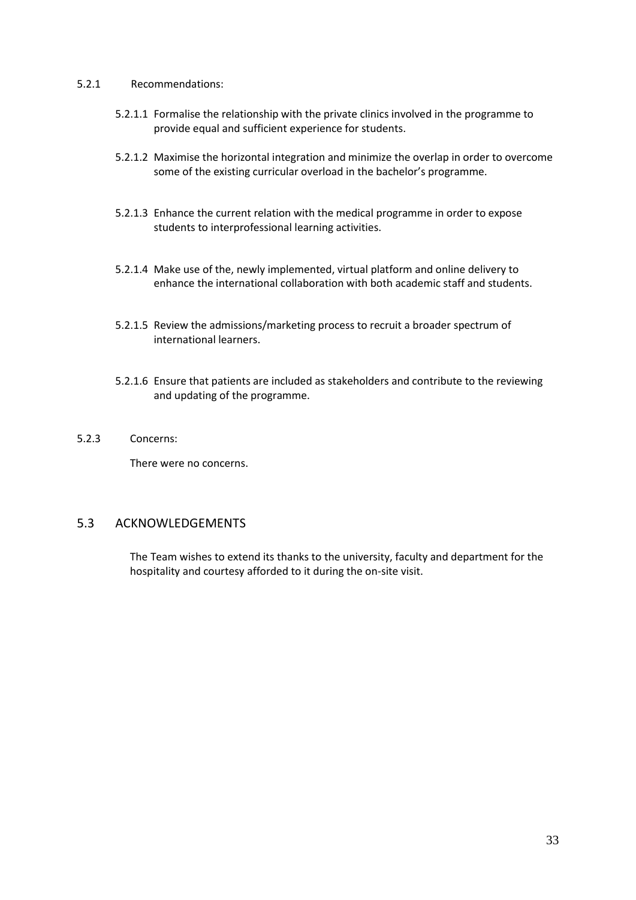5.2.1 Recommendations:

5.2.1.1 Formalise the relationship with the private clinics involved in the programme to provide equal and sufficient experience for students.

5.2.1.2 Maximise the horizontal integration and minimize the overlap in order to overcome some of the existing curricular overload in the bachelor's programme.

5.2.1.3 Enhance the current relation with the medical programme in order to expose students to interprofessional learning activities.

5.2.1.4 Make use of the, newly implemented, virtual platform and online delivery to enhance the international collaboration with both academic staff and students.

5.2.1.5 Review the admissions/marketing process to recruit a broader spectrum of international learners.

5.2.1.6 Ensure that patients are included as stakeholders and contribute to the reviewing and updating of the programme.

5.2.3 Concerns:

There were no concerns.

## 5.3 ACKNOWLEDGEMENTS

The Team wishes to extend its thanks to the university, faculty and department for the hospitality and courtesy afforded to it during the on-site visit.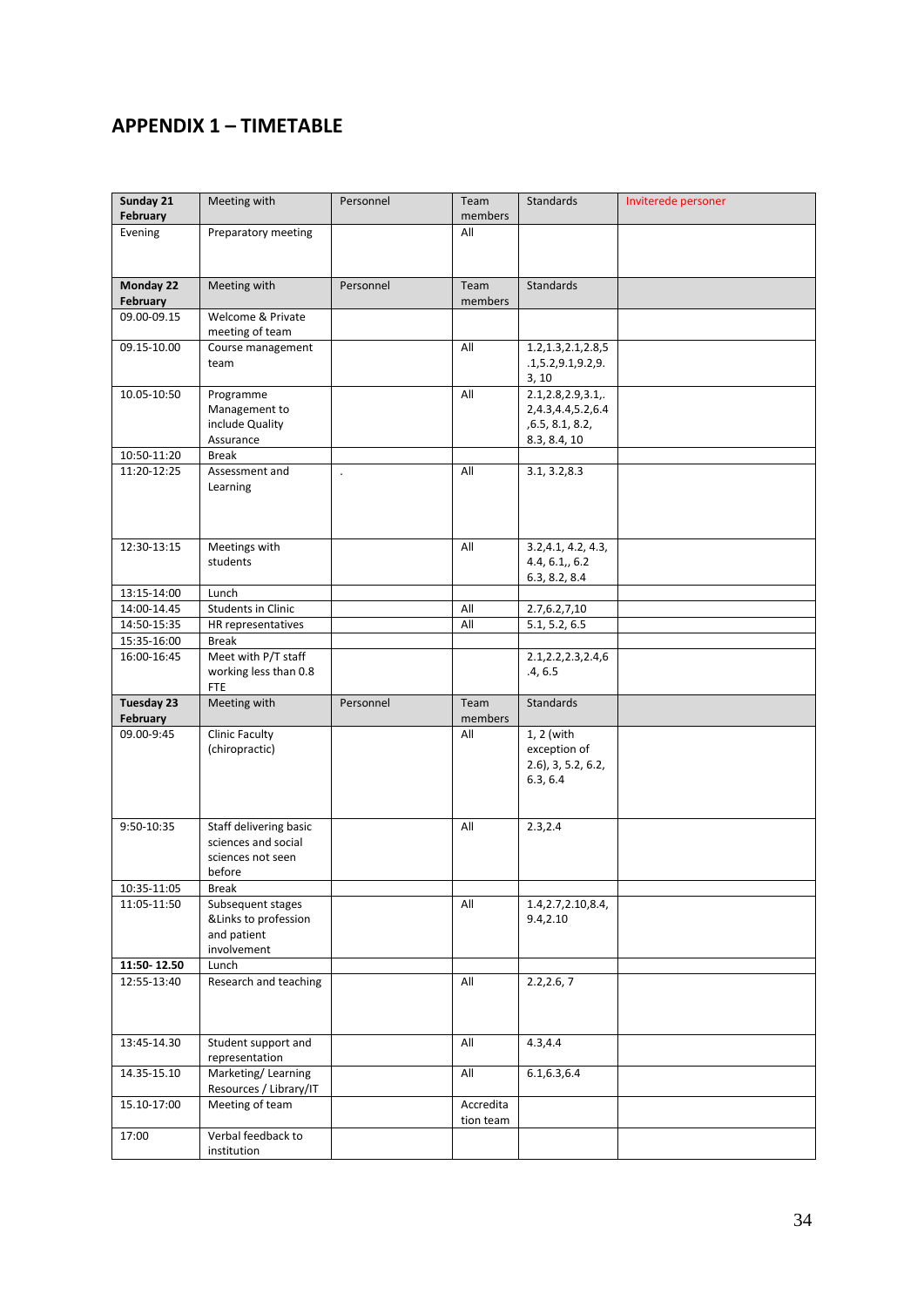## APPENDIX 1 – TIMETABLE

| Sunday 21 February | Meeting with | Personnel | Team members | Standards | Inviterede personer |
|---|---|---|---|---|---|
| Evening | Preparatory meeting | | All | | |
| **Monday 22 February** | Meeting with | Personnel | Team members | Standards | |
| 09.00-09.15 | Welcome & Private meeting of team | | | | |
| 09.15-10.00 | Course management team | | All | 1.2,1.3,2.1,2.8,5.1,5.2,9.1,9.2,9.3, 10 | |
| 10.05-10:50 | Programme Management to include Quality Assurance | | All | 2.1,2.8,2.9,3.1,.2,4.3,4.4,5.2,6.4,6.5, 8.1, 8.2, 8.3, 8.4, 10 | |
| 10:50-11:20 | Break | | | | |
| 11:20-12:25 | Assessment and Learning | . | All | 3.1, 3.2,8.3 | |
| 12:30-13:15 | Meetings with students | | All | 3.2,4.1, 4.2, 4.3, 4.4, 6.1,, 6.2 6.3, 8.2, 8.4 | |
| 13:15-14:00 | Lunch | | | | |
| 14:00-14.45 | Students in Clinic | | All | 2.7,6.2,7,10 | |
| 14:50-15:35 | HR representatives | | All | 5.1, 5.2, 6.5 | |
| 15:35-16:00 | Break | | | | |
| 16:00-16:45 | Meet with P/T staff working less than 0.8 FTE | | | 2.1,2.2,2.3,2.4,6.4, 6.5 | |
| **Tuesday 23 February** | Meeting with | Personnel | Team members | Standards | |
| 09.00-9:45 | Clinic Faculty (chiropractic) | | All | 1, 2 (with exception of 2.6), 3, 5.2, 6.2, 6.3, 6.4 | |
| 9:50-10:35 | Staff delivering basic sciences and social sciences not seen before | | All | 2.3,2.4 | |
| 10:35-11:05 | Break | | | | |
| 11:05-11:50 | Subsequent stages &Links to profession and patient involvement | | All | 1.4,2.7,2.10,8.4, 9.4,2.10 | |
| **11:50- 12.50** | Lunch | | | | |
| 12:55-13:40 | Research and teaching | | All | 2.2,2.6, 7 | |
| 13:45-14.30 | Student support and representation | | All | 4.3,4.4 | |
| 14.35-15.10 | Marketing/ Learning Resources / Library/IT | | All | 6.1,6.3,6.4 | |
| 15.10-17:00 | Meeting of team | | Accreditation team | | |
| 17:00 | Verbal feedback to institution | | | | |